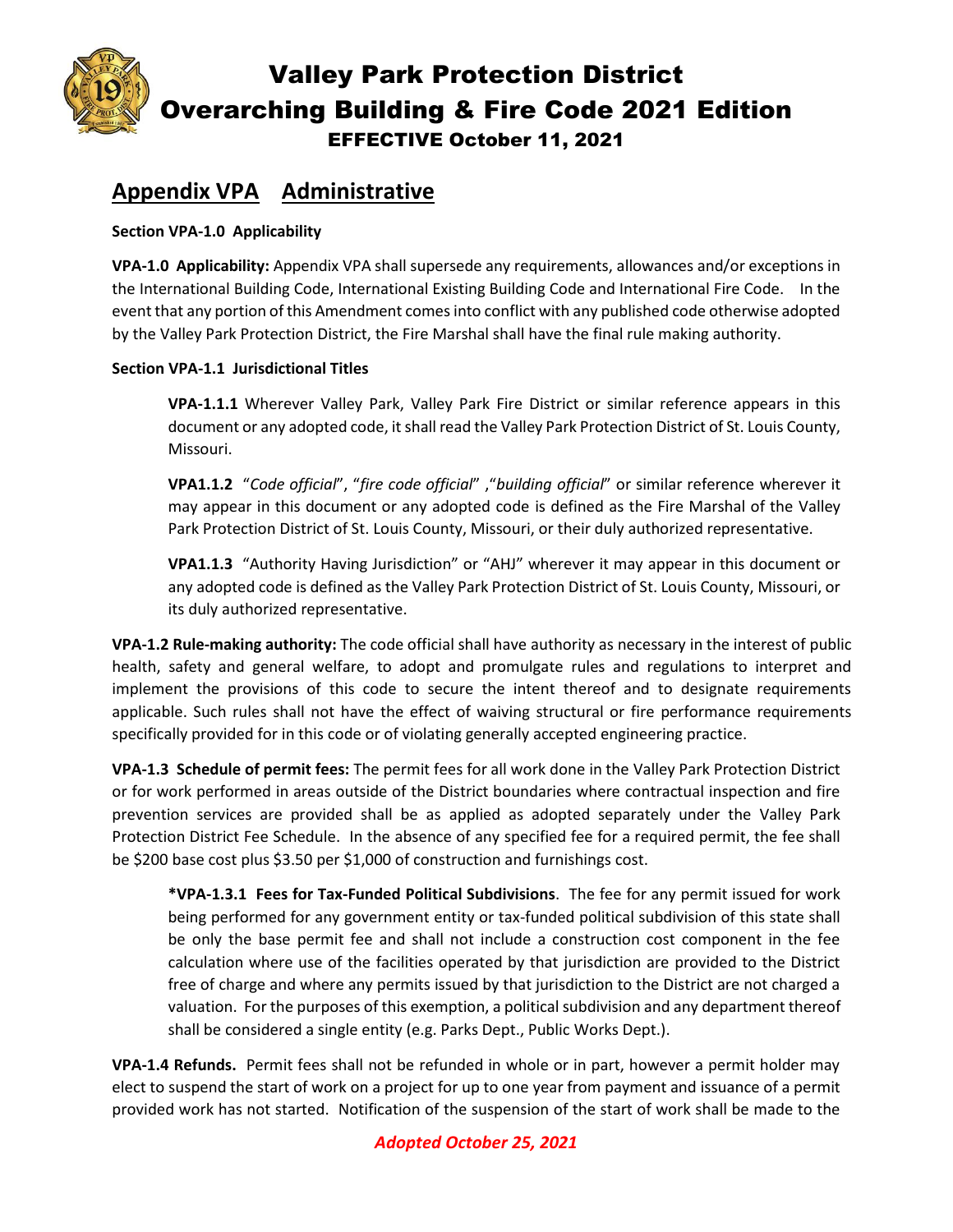# Valley Park Protection District
# Overarching Building & Fire Code 2021 Edition
## EFFECTIVE October 11, 2021

## Appendix VPA Administrative

**Section VPA-1.0 Applicability**

**VPA-1.0 Applicability:** Appendix VPA shall supersede any requirements, allowances and/or exceptions in the International Building Code, International Existing Building Code and International Fire Code. In the event that any portion of this Amendment comes into conflict with any published code otherwise adopted by the Valley Park Protection District, the Fire Marshal shall have the final rule making authority.

**Section VPA-1.1 Jurisdictional Titles**

**VPA-1.1.1** Wherever Valley Park, Valley Park Fire District or similar reference appears in this document or any adopted code, it shall read the Valley Park Protection District of St. Louis County, Missouri.

**VPA1.1.2** "*Code official*", "*fire code official*" ,"*building official*" or similar reference wherever it may appear in this document or any adopted code is defined as the Fire Marshal of the Valley Park Protection District of St. Louis County, Missouri, or their duly authorized representative.

**VPA1.1.3** "Authority Having Jurisdiction" or "AHJ" wherever it may appear in this document or any adopted code is defined as the Valley Park Protection District of St. Louis County, Missouri, or its duly authorized representative.

**VPA-1.2 Rule-making authority:** The code official shall have authority as necessary in the interest of public health, safety and general welfare, to adopt and promulgate rules and regulations to interpret and implement the provisions of this code to secure the intent thereof and to designate requirements applicable. Such rules shall not have the effect of waiving structural or fire performance requirements specifically provided for in this code or of violating generally accepted engineering practice.

**VPA-1.3 Schedule of permit fees:** The permit fees for all work done in the Valley Park Protection District or for work performed in areas outside of the District boundaries where contractual inspection and fire prevention services are provided shall be as applied as adopted separately under the Valley Park Protection District Fee Schedule. In the absence of any specified fee for a required permit, the fee shall be $200 base cost plus $3.50 per $1,000 of construction and furnishings cost.

**\*VPA-1.3.1 Fees for Tax-Funded Political Subdivisions**. The fee for any permit issued for work being performed for any government entity or tax-funded political subdivision of this state shall be only the base permit fee and shall not include a construction cost component in the fee calculation where use of the facilities operated by that jurisdiction are provided to the District free of charge and where any permits issued by that jurisdiction to the District are not charged a valuation. For the purposes of this exemption, a political subdivision and any department thereof shall be considered a single entity (e.g. Parks Dept., Public Works Dept.).

**VPA-1.4 Refunds.** Permit fees shall not be refunded in whole or in part, however a permit holder may elect to suspend the start of work on a project for up to one year from payment and issuance of a permit provided work has not started. Notification of the suspension of the start of work shall be made to the

*Adopted October 25, 2021*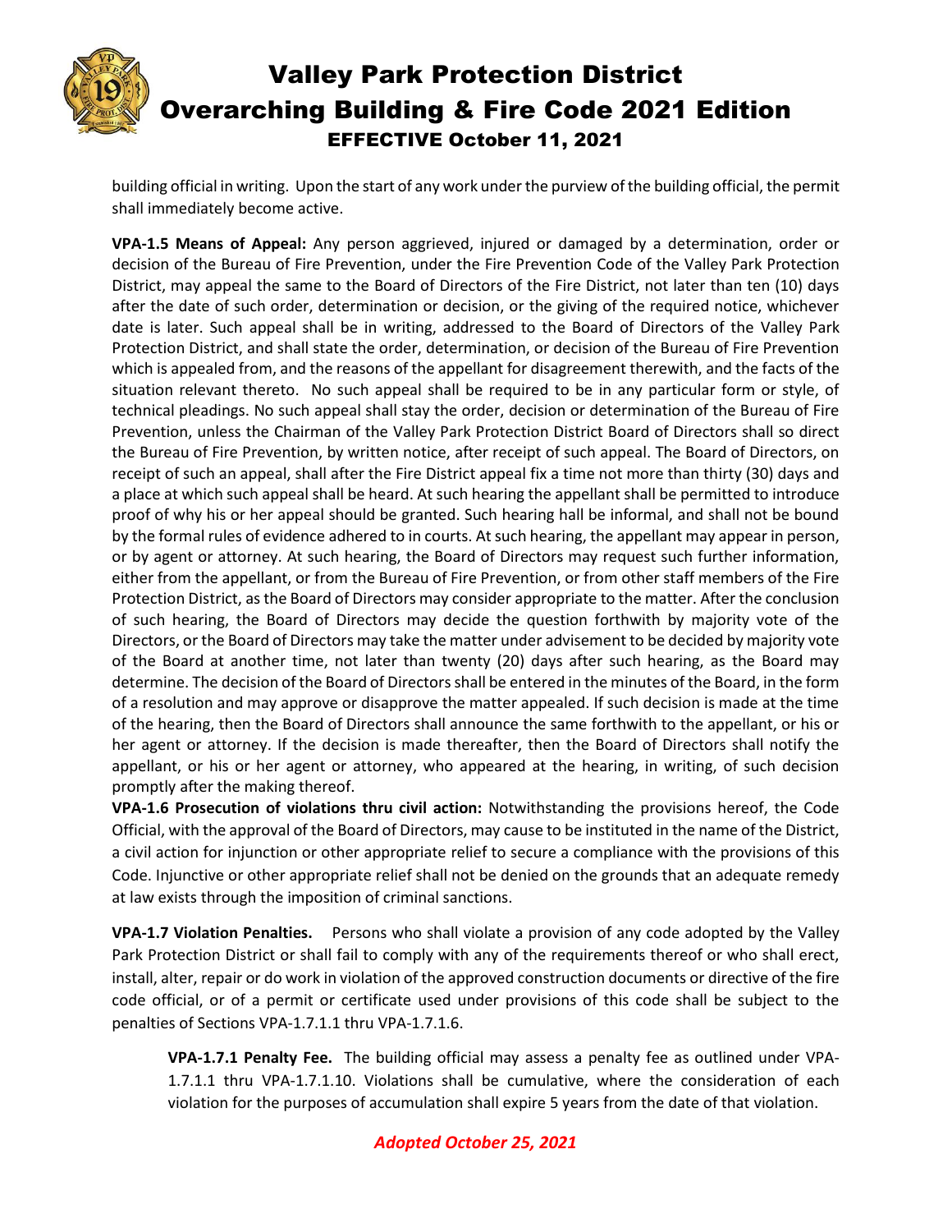building official in writing. Upon the start of any work under the purview of the building official, the permit shall immediately become active.

**VPA-1.5 Means of Appeal:** Any person aggrieved, injured or damaged by a determination, order or decision of the Bureau of Fire Prevention, under the Fire Prevention Code of the Valley Park Protection District, may appeal the same to the Board of Directors of the Fire District, not later than ten (10) days after the date of such order, determination or decision, or the giving of the required notice, whichever date is later. Such appeal shall be in writing, addressed to the Board of Directors of the Valley Park Protection District, and shall state the order, determination, or decision of the Bureau of Fire Prevention which is appealed from, and the reasons of the appellant for disagreement therewith, and the facts of the situation relevant thereto. No such appeal shall be required to be in any particular form or style, of technical pleadings. No such appeal shall stay the order, decision or determination of the Bureau of Fire Prevention, unless the Chairman of the Valley Park Protection District Board of Directors shall so direct the Bureau of Fire Prevention, by written notice, after receipt of such appeal. The Board of Directors, on receipt of such an appeal, shall after the Fire District appeal fix a time not more than thirty (30) days and a place at which such appeal shall be heard. At such hearing the appellant shall be permitted to introduce proof of why his or her appeal should be granted. Such hearing hall be informal, and shall not be bound by the formal rules of evidence adhered to in courts. At such hearing, the appellant may appear in person, or by agent or attorney. At such hearing, the Board of Directors may request such further information, either from the appellant, or from the Bureau of Fire Prevention, or from other staff members of the Fire Protection District, as the Board of Directors may consider appropriate to the matter. After the conclusion of such hearing, the Board of Directors may decide the question forthwith by majority vote of the Directors, or the Board of Directors may take the matter under advisement to be decided by majority vote of the Board at another time, not later than twenty (20) days after such hearing, as the Board may determine. The decision of the Board of Directors shall be entered in the minutes of the Board, in the form of a resolution and may approve or disapprove the matter appealed. If such decision is made at the time of the hearing, then the Board of Directors shall announce the same forthwith to the appellant, or his or her agent or attorney. If the decision is made thereafter, then the Board of Directors shall notify the appellant, or his or her agent or attorney, who appeared at the hearing, in writing, of such decision promptly after the making thereof.

**VPA-1.6 Prosecution of violations thru civil action:** Notwithstanding the provisions hereof, the Code Official, with the approval of the Board of Directors, may cause to be instituted in the name of the District, a civil action for injunction or other appropriate relief to secure a compliance with the provisions of this Code. Injunctive or other appropriate relief shall not be denied on the grounds that an adequate remedy at law exists through the imposition of criminal sanctions.

**VPA-1.7 Violation Penalties.** Persons who shall violate a provision of any code adopted by the Valley Park Protection District or shall fail to comply with any of the requirements thereof or who shall erect, install, alter, repair or do work in violation of the approved construction documents or directive of the fire code official, or of a permit or certificate used under provisions of this code shall be subject to the penalties of Sections VPA-1.7.1.1 thru VPA-1.7.1.6.

> **VPA-1.7.1 Penalty Fee.** The building official may assess a penalty fee as outlined under VPA-1.7.1.1 thru VPA-1.7.1.10. Violations shall be cumulative, where the consideration of each violation for the purposes of accumulation shall expire 5 years from the date of that violation.

*Adopted October 25, 2021*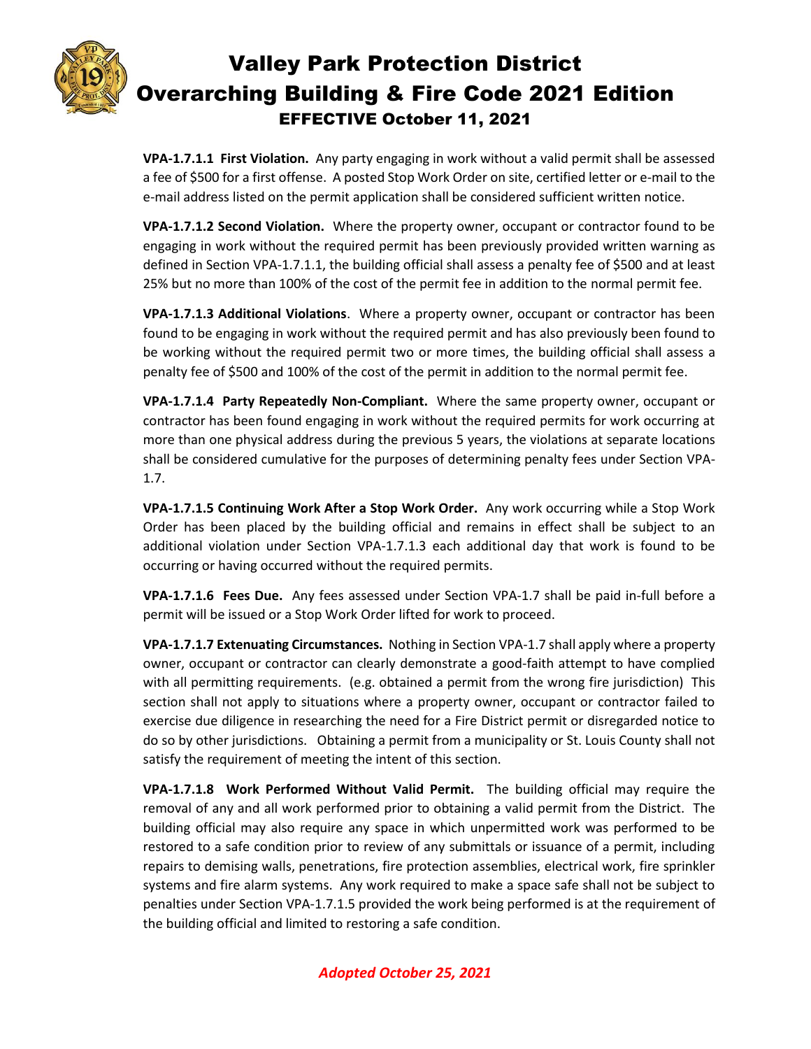**VPA-1.7.1.1 First Violation.** Any party engaging in work without a valid permit shall be assessed a fee of $500 for a first offense. A posted Stop Work Order on site, certified letter or e-mail to the e-mail address listed on the permit application shall be considered sufficient written notice.

**VPA-1.7.1.2 Second Violation.** Where the property owner, occupant or contractor found to be engaging in work without the required permit has been previously provided written warning as defined in Section VPA-1.7.1.1, the building official shall assess a penalty fee of $500 and at least 25% but no more than 100% of the cost of the permit fee in addition to the normal permit fee.

**VPA-1.7.1.3 Additional Violations**. Where a property owner, occupant or contractor has been found to be engaging in work without the required permit and has also previously been found to be working without the required permit two or more times, the building official shall assess a penalty fee of $500 and 100% of the cost of the permit in addition to the normal permit fee.

**VPA-1.7.1.4 Party Repeatedly Non-Compliant.** Where the same property owner, occupant or contractor has been found engaging in work without the required permits for work occurring at more than one physical address during the previous 5 years, the violations at separate locations shall be considered cumulative for the purposes of determining penalty fees under Section VPA-1.7.

**VPA-1.7.1.5 Continuing Work After a Stop Work Order.** Any work occurring while a Stop Work Order has been placed by the building official and remains in effect shall be subject to an additional violation under Section VPA-1.7.1.3 each additional day that work is found to be occurring or having occurred without the required permits.

**VPA-1.7.1.6 Fees Due.** Any fees assessed under Section VPA-1.7 shall be paid in-full before a permit will be issued or a Stop Work Order lifted for work to proceed.

**VPA-1.7.1.7 Extenuating Circumstances.** Nothing in Section VPA-1.7 shall apply where a property owner, occupant or contractor can clearly demonstrate a good-faith attempt to have complied with all permitting requirements. (e.g. obtained a permit from the wrong fire jurisdiction) This section shall not apply to situations where a property owner, occupant or contractor failed to exercise due diligence in researching the need for a Fire District permit or disregarded notice to do so by other jurisdictions. Obtaining a permit from a municipality or St. Louis County shall not satisfy the requirement of meeting the intent of this section.

**VPA-1.7.1.8 Work Performed Without Valid Permit.** The building official may require the removal of any and all work performed prior to obtaining a valid permit from the District. The building official may also require any space in which unpermitted work was performed to be restored to a safe condition prior to review of any submittals or issuance of a permit, including repairs to demising walls, penetrations, fire protection assemblies, electrical work, fire sprinkler systems and fire alarm systems. Any work required to make a space safe shall not be subject to penalties under Section VPA-1.7.1.5 provided the work being performed is at the requirement of the building official and limited to restoring a safe condition.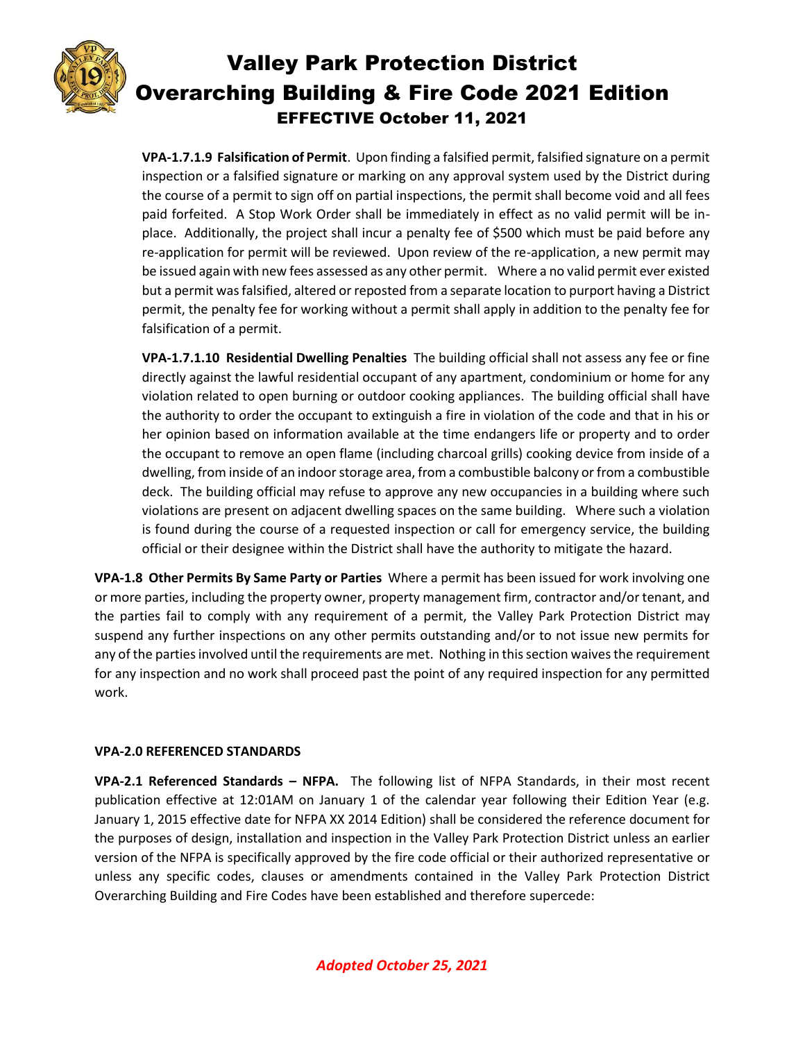**VPA-1.7.1.9 Falsification of Permit**. Upon finding a falsified permit, falsified signature on a permit inspection or a falsified signature or marking on any approval system used by the District during the course of a permit to sign off on partial inspections, the permit shall become void and all fees paid forfeited. A Stop Work Order shall be immediately in effect as no valid permit will be in-place. Additionally, the project shall incur a penalty fee of $500 which must be paid before any re-application for permit will be reviewed. Upon review of the re-application, a new permit may be issued again with new fees assessed as any other permit. Where a no valid permit ever existed but a permit was falsified, altered or reposted from a separate location to purport having a District permit, the penalty fee for working without a permit shall apply in addition to the penalty fee for falsification of a permit.

**VPA-1.7.1.10 Residential Dwelling Penalties** The building official shall not assess any fee or fine directly against the lawful residential occupant of any apartment, condominium or home for any violation related to open burning or outdoor cooking appliances. The building official shall have the authority to order the occupant to extinguish a fire in violation of the code and that in his or her opinion based on information available at the time endangers life or property and to order the occupant to remove an open flame (including charcoal grills) cooking device from inside of a dwelling, from inside of an indoor storage area, from a combustible balcony or from a combustible deck. The building official may refuse to approve any new occupancies in a building where such violations are present on adjacent dwelling spaces on the same building. Where such a violation is found during the course of a requested inspection or call for emergency service, the building official or their designee within the District shall have the authority to mitigate the hazard.

**VPA-1.8 Other Permits By Same Party or Parties** Where a permit has been issued for work involving one or more parties, including the property owner, property management firm, contractor and/or tenant, and the parties fail to comply with any requirement of a permit, the Valley Park Protection District may suspend any further inspections on any other permits outstanding and/or to not issue new permits for any of the parties involved until the requirements are met. Nothing in this section waives the requirement for any inspection and no work shall proceed past the point of any required inspection for any permitted work.

**VPA-2.0 REFERENCED STANDARDS**

**VPA-2.1 Referenced Standards – NFPA.** The following list of NFPA Standards, in their most recent publication effective at 12:01AM on January 1 of the calendar year following their Edition Year (e.g. January 1, 2015 effective date for NFPA XX 2014 Edition) shall be considered the reference document for the purposes of design, installation and inspection in the Valley Park Protection District unless an earlier version of the NFPA is specifically approved by the fire code official or their authorized representative or unless any specific codes, clauses or amendments contained in the Valley Park Protection District Overarching Building and Fire Codes have been established and therefore supercede: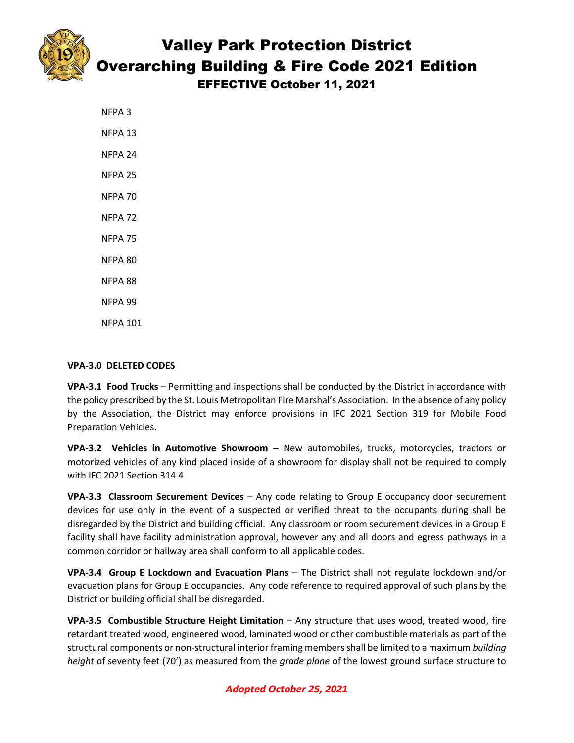NFPA 3

NFPA 13

NFPA 24

NFPA 25

NFPA 70

NFPA 72

NFPA 75

NFPA 80

NFPA 88

NFPA 99

NFPA 101

**VPA-3.0 DELETED CODES**

**VPA-3.1 Food Trucks** – Permitting and inspections shall be conducted by the District in accordance with the policy prescribed by the St. Louis Metropolitan Fire Marshal's Association. In the absence of any policy by the Association, the District may enforce provisions in IFC 2021 Section 319 for Mobile Food Preparation Vehicles.

**VPA-3.2 Vehicles in Automotive Showroom** – New automobiles, trucks, motorcycles, tractors or motorized vehicles of any kind placed inside of a showroom for display shall not be required to comply with IFC 2021 Section 314.4

**VPA-3.3 Classroom Securement Devices** – Any code relating to Group E occupancy door securement devices for use only in the event of a suspected or verified threat to the occupants during shall be disregarded by the District and building official. Any classroom or room securement devices in a Group E facility shall have facility administration approval, however any and all doors and egress pathways in a common corridor or hallway area shall conform to all applicable codes.

**VPA-3.4 Group E Lockdown and Evacuation Plans** – The District shall not regulate lockdown and/or evacuation plans for Group E occupancies. Any code reference to required approval of such plans by the District or building official shall be disregarded.

**VPA-3.5 Combustible Structure Height Limitation** – Any structure that uses wood, treated wood, fire retardant treated wood, engineered wood, laminated wood or other combustible materials as part of the structural components or non-structural interior framing members shall be limited to a maximum *building height* of seventy feet (70') as measured from the *grade plane* of the lowest ground surface structure to

*Adopted October 25, 2021*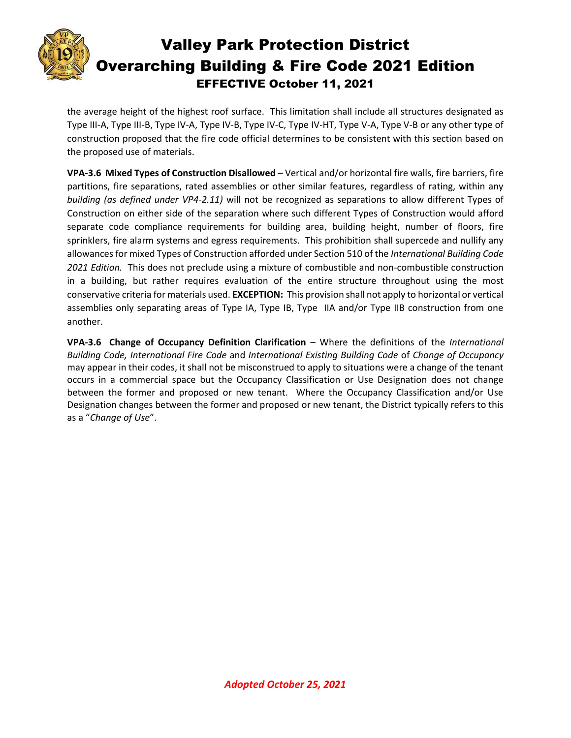the average height of the highest roof surface. This limitation shall include all structures designated as Type III-A, Type III-B, Type IV-A, Type IV-B, Type IV-C, Type IV-HT, Type V-A, Type V-B or any other type of construction proposed that the fire code official determines to be consistent with this section based on the proposed use of materials.

**VPA-3.6 Mixed Types of Construction Disallowed** – Vertical and/or horizontal fire walls, fire barriers, fire partitions, fire separations, rated assemblies or other similar features, regardless of rating, within any *building (as defined under VP4-2.11)* will not be recognized as separations to allow different Types of Construction on either side of the separation where such different Types of Construction would afford separate code compliance requirements for building area, building height, number of floors, fire sprinklers, fire alarm systems and egress requirements. This prohibition shall supercede and nullify any allowances for mixed Types of Construction afforded under Section 510 of the *International Building Code 2021 Edition.* This does not preclude using a mixture of combustible and non-combustible construction in a building, but rather requires evaluation of the entire structure throughout using the most conservative criteria for materials used. **EXCEPTION:** This provision shall not apply to horizontal or vertical assemblies only separating areas of Type IA, Type IB, Type IIA and/or Type IIB construction from one another.

**VPA-3.6 Change of Occupancy Definition Clarification** – Where the definitions of the *International Building Code, International Fire Code* and *International Existing Building Code* of *Change of Occupancy* may appear in their codes, it shall not be misconstrued to apply to situations were a change of the tenant occurs in a commercial space but the Occupancy Classification or Use Designation does not change between the former and proposed or new tenant. Where the Occupancy Classification and/or Use Designation changes between the former and proposed or new tenant, the District typically refers to this as a "*Change of Use*".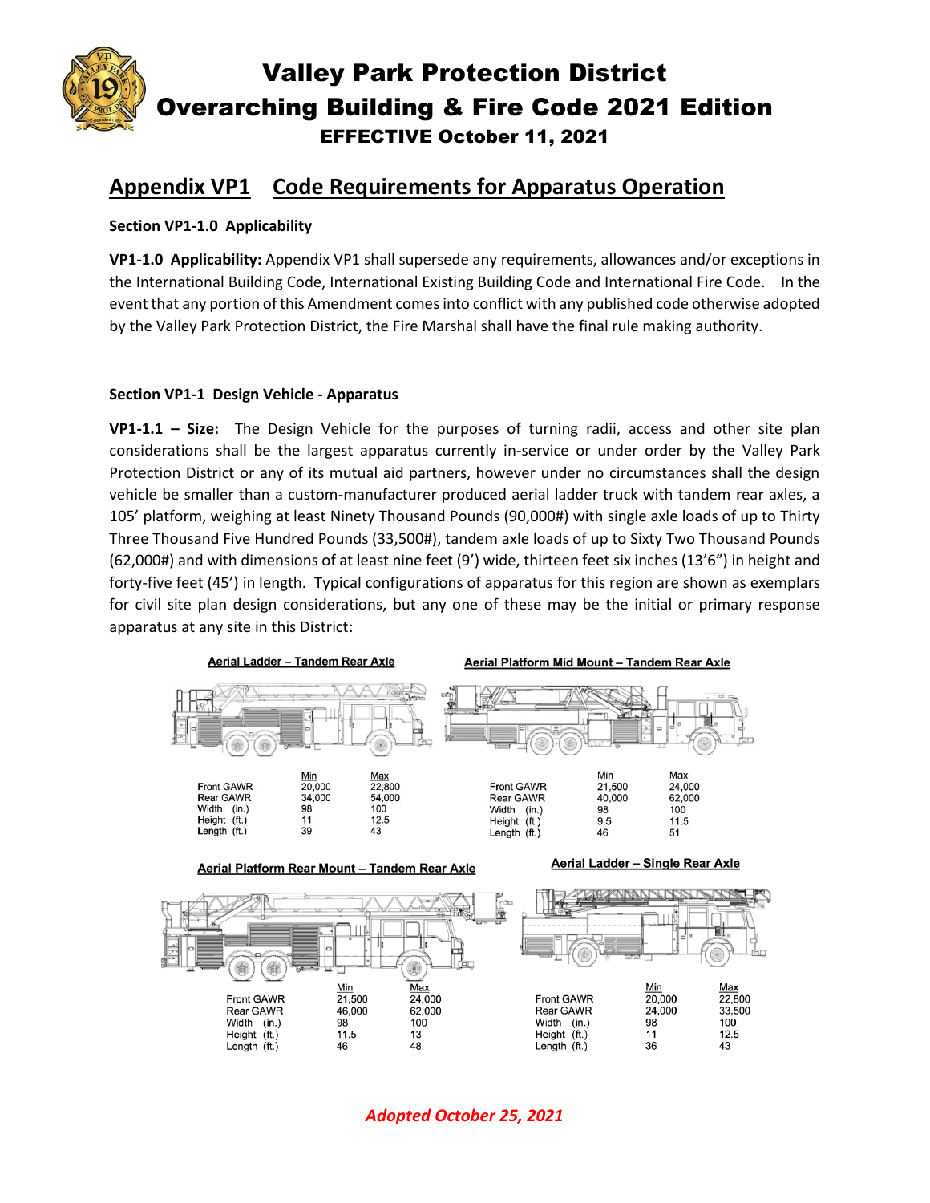# Valley Park Protection District
# Overarching Building & Fire Code 2021 Edition
### EFFECTIVE October 11, 2021

## Appendix VP1 Code Requirements for Apparatus Operation

**Section VP1-1.0 Applicability**

**VP1-1.0 Applicability:** Appendix VP1 shall supersede any requirements, allowances and/or exceptions in the International Building Code, International Existing Building Code and International Fire Code. In the event that any portion of this Amendment comes into conflict with any published code otherwise adopted by the Valley Park Protection District, the Fire Marshal shall have the final rule making authority.

**Section VP1-1 Design Vehicle - Apparatus**

**VP1-1.1 – Size:** The Design Vehicle for the purposes of turning radii, access and other site plan considerations shall be the largest apparatus currently in-service or under order by the Valley Park Protection District or any of its mutual aid partners, however under no circumstances shall the design vehicle be smaller than a custom-manufacturer produced aerial ladder truck with tandem rear axles, a 105' platform, weighing at least Ninety Thousand Pounds (90,000#) with single axle loads of up to Thirty Three Thousand Five Hundred Pounds (33,500#), tandem axle loads of up to Sixty Two Thousand Pounds (62,000#) and with dimensions of at least nine feet (9') wide, thirteen feet six inches (13'6") in height and forty-five feet (45') in length. Typical configurations of apparatus for this region are shown as exemplars for civil site plan design considerations, but any one of these may be the initial or primary response apparatus at any site in this District:

**Aerial Ladder – Tandem Rear Axle**

| | Min | Max |
|---|---|---|
| Front GAWR | 20,000 | 22,800 |
| Rear GAWR | 34,000 | 54,000 |
| Width (in.) | 98 | 100 |
| Height (ft.) | 11 | 12.5 |
| Length (ft.) | 39 | 43 |

**Aerial Platform Mid Mount – Tandem Rear Axle**

| | Min | Max |
|---|---|---|
| Front GAWR | 21,500 | 24,000 |
| Rear GAWR | 40,000 | 62,000 |
| Width (in.) | 98 | 100 |
| Height (ft.) | 9.5 | 11.5 |
| Length (ft.) | 46 | 51 |

**Aerial Platform Rear Mount – Tandem Rear Axle**

| | Min | Max |
|---|---|---|
| Front GAWR | 21,500 | 24,000 |
| Rear GAWR | 46,000 | 62,000 |
| Width (in.) | 98 | 100 |
| Height (ft.) | 11.5 | 13 |
| Length (ft.) | 46 | 48 |

**Aerial Ladder – Single Rear Axle**

| | Min | Max |
|---|---|---|
| Front GAWR | 20,000 | 22,800 |
| Rear GAWR | 24,000 | 33,500 |
| Width (in.) | 98 | 100 |
| Height (ft.) | 11 | 12.5 |
| Length (ft.) | 36 | 43 |

*Adopted October 25, 2021*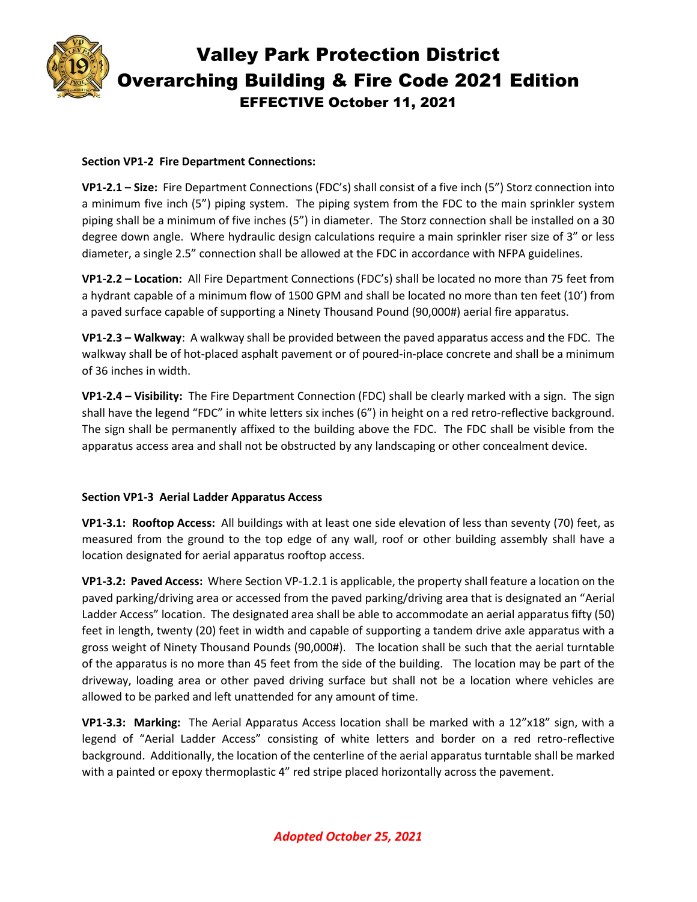**Section VP1-2 Fire Department Connections:**

**VP1-2.1 – Size:** Fire Department Connections (FDC's) shall consist of a five inch (5") Storz connection into a minimum five inch (5") piping system. The piping system from the FDC to the main sprinkler system piping shall be a minimum of five inches (5") in diameter. The Storz connection shall be installed on a 30 degree down angle. Where hydraulic design calculations require a main sprinkler riser size of 3" or less diameter, a single 2.5" connection shall be allowed at the FDC in accordance with NFPA guidelines.

**VP1-2.2 – Location:** All Fire Department Connections (FDC's) shall be located no more than 75 feet from a hydrant capable of a minimum flow of 1500 GPM and shall be located no more than ten feet (10') from a paved surface capable of supporting a Ninety Thousand Pound (90,000#) aerial fire apparatus.

**VP1-2.3 – Walkway**: A walkway shall be provided between the paved apparatus access and the FDC. The walkway shall be of hot-placed asphalt pavement or of poured-in-place concrete and shall be a minimum of 36 inches in width.

**VP1-2.4 – Visibility:** The Fire Department Connection (FDC) shall be clearly marked with a sign. The sign shall have the legend "FDC" in white letters six inches (6") in height on a red retro-reflective background. The sign shall be permanently affixed to the building above the FDC. The FDC shall be visible from the apparatus access area and shall not be obstructed by any landscaping or other concealment device.

**Section VP1-3 Aerial Ladder Apparatus Access**

**VP1-3.1: Rooftop Access:** All buildings with at least one side elevation of less than seventy (70) feet, as measured from the ground to the top edge of any wall, roof or other building assembly shall have a location designated for aerial apparatus rooftop access.

**VP1-3.2: Paved Access:** Where Section VP-1.2.1 is applicable, the property shall feature a location on the paved parking/driving area or accessed from the paved parking/driving area that is designated an "Aerial Ladder Access" location. The designated area shall be able to accommodate an aerial apparatus fifty (50) feet in length, twenty (20) feet in width and capable of supporting a tandem drive axle apparatus with a gross weight of Ninety Thousand Pounds (90,000#). The location shall be such that the aerial turntable of the apparatus is no more than 45 feet from the side of the building. The location may be part of the driveway, loading area or other paved driving surface but shall not be a location where vehicles are allowed to be parked and left unattended for any amount of time.

**VP1-3.3: Marking:** The Aerial Apparatus Access location shall be marked with a 12"x18" sign, with a legend of "Aerial Ladder Access" consisting of white letters and border on a red retro-reflective background. Additionally, the location of the centerline of the aerial apparatus turntable shall be marked with a painted or epoxy thermoplastic 4" red stripe placed horizontally across the pavement.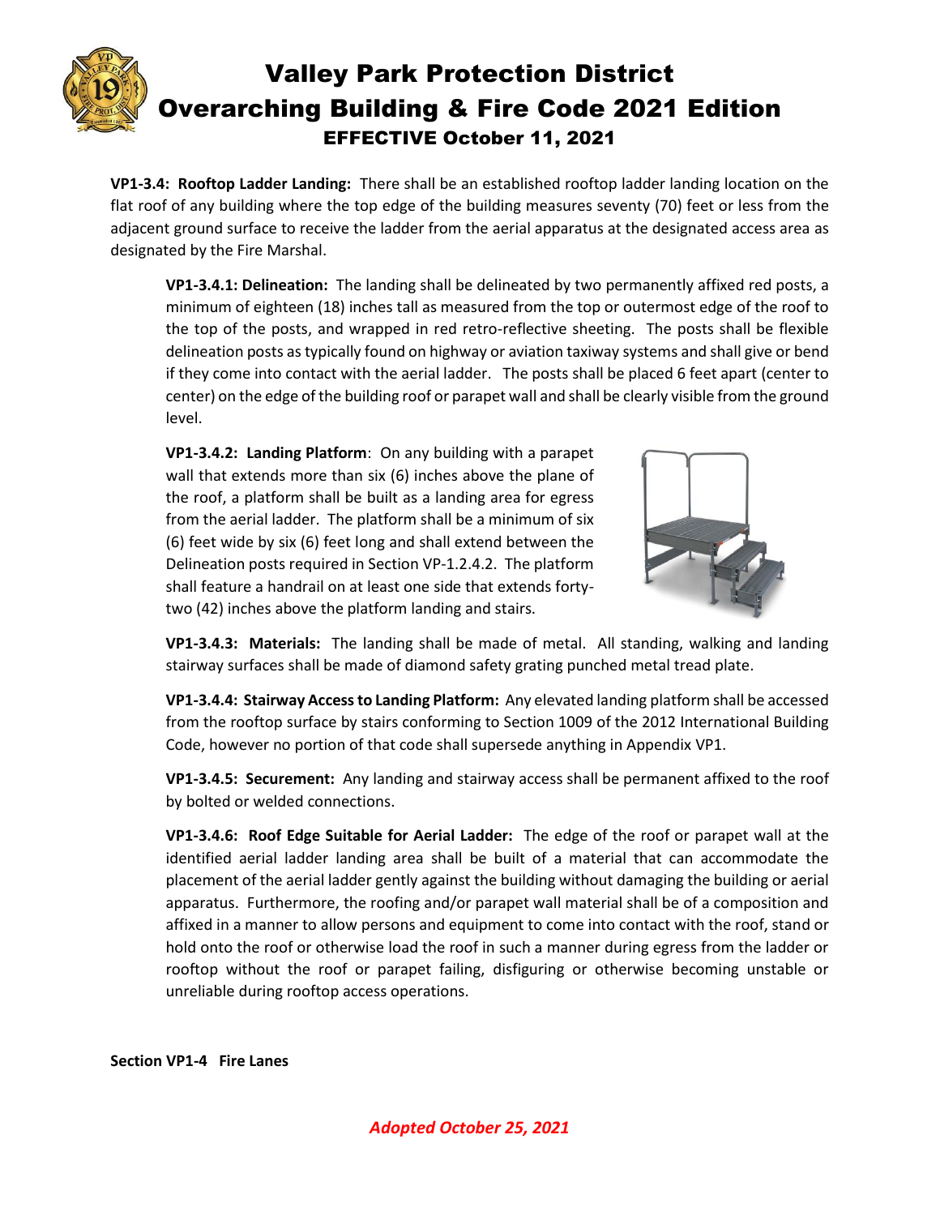**VP1-3.4: Rooftop Ladder Landing:** There shall be an established rooftop ladder landing location on the flat roof of any building where the top edge of the building measures seventy (70) feet or less from the adjacent ground surface to receive the ladder from the aerial apparatus at the designated access area as designated by the Fire Marshal.

**VP1-3.4.1: Delineation:** The landing shall be delineated by two permanently affixed red posts, a minimum of eighteen (18) inches tall as measured from the top or outermost edge of the roof to the top of the posts, and wrapped in red retro-reflective sheeting. The posts shall be flexible delineation posts as typically found on highway or aviation taxiway systems and shall give or bend if they come into contact with the aerial ladder. The posts shall be placed 6 feet apart (center to center) on the edge of the building roof or parapet wall and shall be clearly visible from the ground level.

**VP1-3.4.2: Landing Platform**: On any building with a parapet wall that extends more than six (6) inches above the plane of the roof, a platform shall be built as a landing area for egress from the aerial ladder. The platform shall be a minimum of six (6) feet wide by six (6) feet long and shall extend between the Delineation posts required in Section VP-1.2.4.2. The platform shall feature a handrail on at least one side that extends forty-two (42) inches above the platform landing and stairs.

**VP1-3.4.3: Materials:** The landing shall be made of metal. All standing, walking and landing stairway surfaces shall be made of diamond safety grating punched metal tread plate.

**VP1-3.4.4: Stairway Access to Landing Platform:** Any elevated landing platform shall be accessed from the rooftop surface by stairs conforming to Section 1009 of the 2012 International Building Code, however no portion of that code shall supersede anything in Appendix VP1.

**VP1-3.4.5: Securement:** Any landing and stairway access shall be permanent affixed to the roof by bolted or welded connections.

**VP1-3.4.6: Roof Edge Suitable for Aerial Ladder:** The edge of the roof or parapet wall at the identified aerial ladder landing area shall be built of a material that can accommodate the placement of the aerial ladder gently against the building without damaging the building or aerial apparatus. Furthermore, the roofing and/or parapet wall material shall be of a composition and affixed in a manner to allow persons and equipment to come into contact with the roof, stand or hold onto the roof or otherwise load the roof in such a manner during egress from the ladder or rooftop without the roof or parapet failing, disfiguring or otherwise becoming unstable or unreliable during rooftop access operations.

**Section VP1-4 Fire Lanes**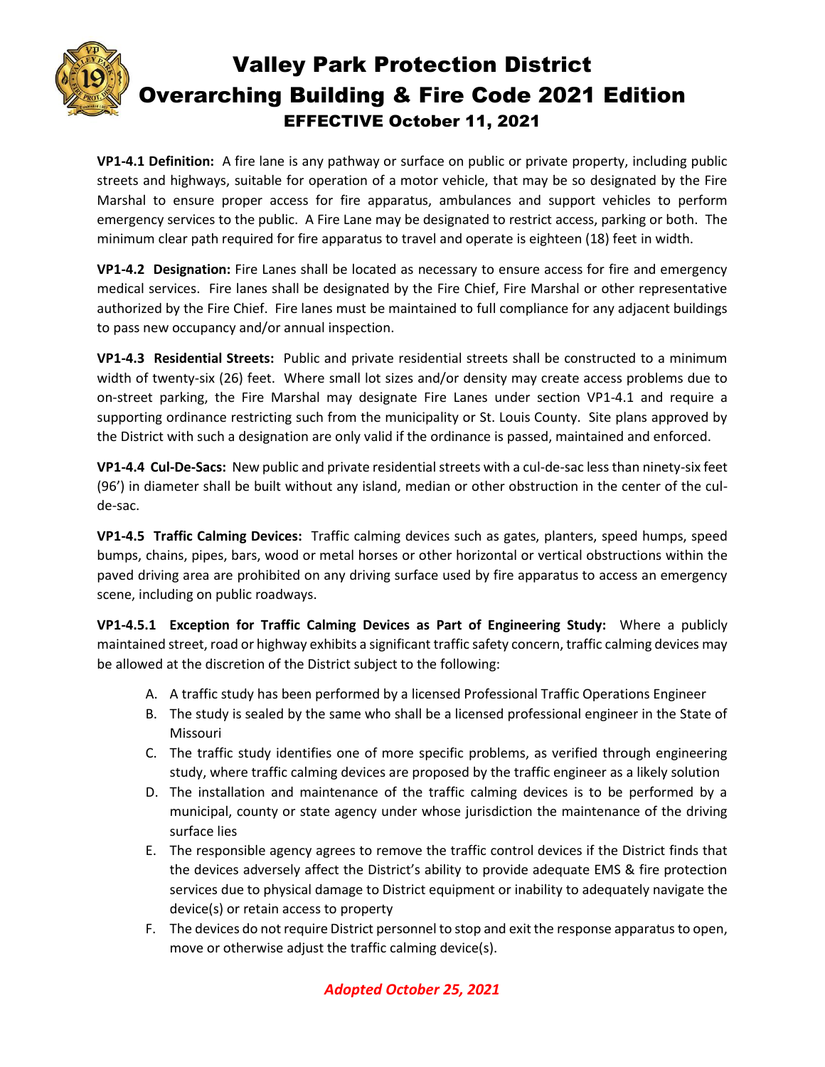**VP1-4.1 Definition:** A fire lane is any pathway or surface on public or private property, including public streets and highways, suitable for operation of a motor vehicle, that may be so designated by the Fire Marshal to ensure proper access for fire apparatus, ambulances and support vehicles to perform emergency services to the public. A Fire Lane may be designated to restrict access, parking or both. The minimum clear path required for fire apparatus to travel and operate is eighteen (18) feet in width.

**VP1-4.2 Designation:** Fire Lanes shall be located as necessary to ensure access for fire and emergency medical services. Fire lanes shall be designated by the Fire Chief, Fire Marshal or other representative authorized by the Fire Chief. Fire lanes must be maintained to full compliance for any adjacent buildings to pass new occupancy and/or annual inspection.

**VP1-4.3 Residential Streets:** Public and private residential streets shall be constructed to a minimum width of twenty-six (26) feet. Where small lot sizes and/or density may create access problems due to on-street parking, the Fire Marshal may designate Fire Lanes under section VP1-4.1 and require a supporting ordinance restricting such from the municipality or St. Louis County. Site plans approved by the District with such a designation are only valid if the ordinance is passed, maintained and enforced.

**VP1-4.4 Cul-De-Sacs:** New public and private residential streets with a cul-de-sac less than ninety-six feet (96') in diameter shall be built without any island, median or other obstruction in the center of the cul-de-sac.

**VP1-4.5 Traffic Calming Devices:** Traffic calming devices such as gates, planters, speed humps, speed bumps, chains, pipes, bars, wood or metal horses or other horizontal or vertical obstructions within the paved driving area are prohibited on any driving surface used by fire apparatus to access an emergency scene, including on public roadways.

**VP1-4.5.1 Exception for Traffic Calming Devices as Part of Engineering Study:** Where a publicly maintained street, road or highway exhibits a significant traffic safety concern, traffic calming devices may be allowed at the discretion of the District subject to the following:

A. A traffic study has been performed by a licensed Professional Traffic Operations Engineer
B. The study is sealed by the same who shall be a licensed professional engineer in the State of Missouri
C. The traffic study identifies one of more specific problems, as verified through engineering study, where traffic calming devices are proposed by the traffic engineer as a likely solution
D. The installation and maintenance of the traffic calming devices is to be performed by a municipal, county or state agency under whose jurisdiction the maintenance of the driving surface lies
E. The responsible agency agrees to remove the traffic control devices if the District finds that the devices adversely affect the District's ability to provide adequate EMS & fire protection services due to physical damage to District equipment or inability to adequately navigate the device(s) or retain access to property
F. The devices do not require District personnel to stop and exit the response apparatus to open, move or otherwise adjust the traffic calming device(s).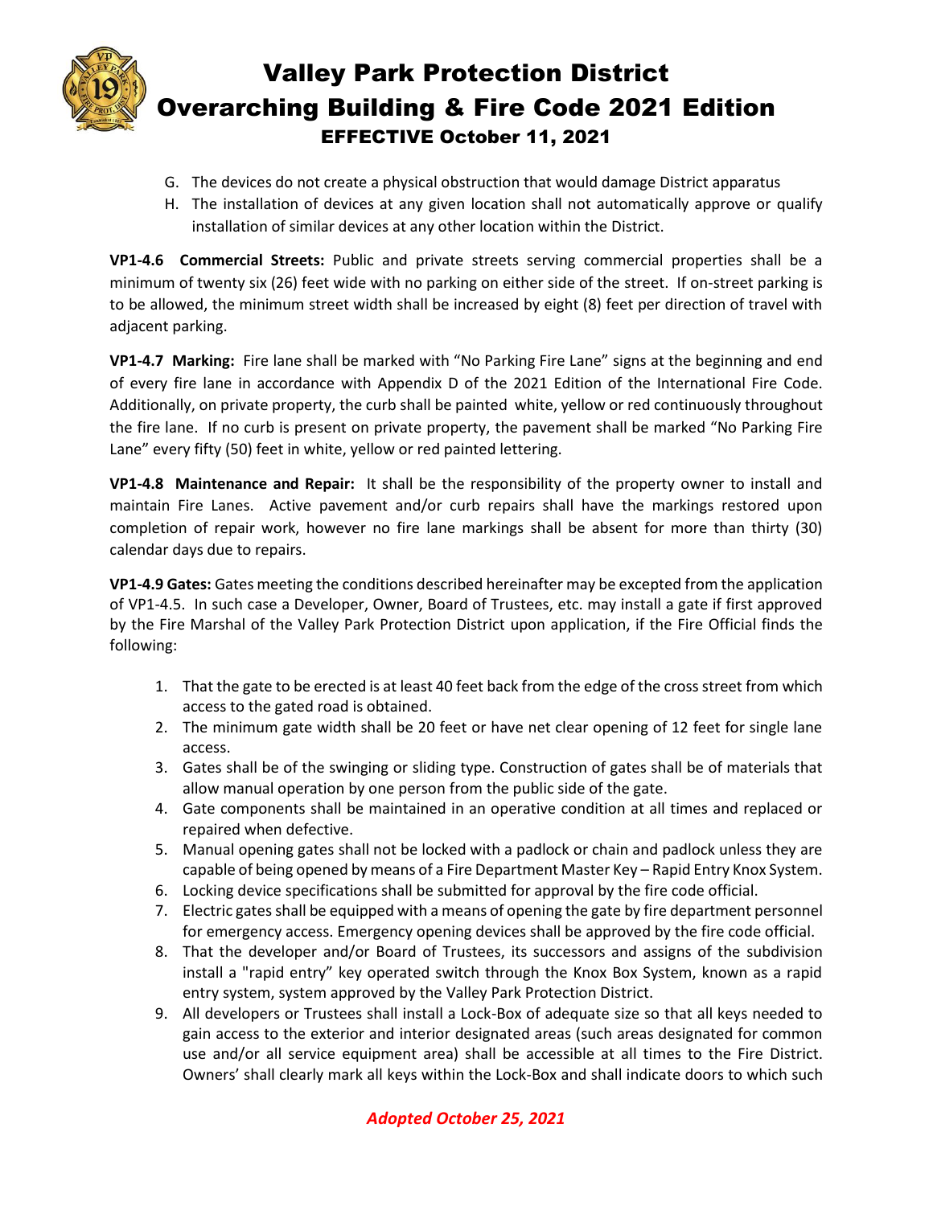G. The devices do not create a physical obstruction that would damage District apparatus
H. The installation of devices at any given location shall not automatically approve or qualify installation of similar devices at any other location within the District.

**VP1-4.6 Commercial Streets:** Public and private streets serving commercial properties shall be a minimum of twenty six (26) feet wide with no parking on either side of the street. If on-street parking is to be allowed, the minimum street width shall be increased by eight (8) feet per direction of travel with adjacent parking.

**VP1-4.7 Marking:** Fire lane shall be marked with "No Parking Fire Lane" signs at the beginning and end of every fire lane in accordance with Appendix D of the 2021 Edition of the International Fire Code. Additionally, on private property, the curb shall be painted white, yellow or red continuously throughout the fire lane. If no curb is present on private property, the pavement shall be marked "No Parking Fire Lane" every fifty (50) feet in white, yellow or red painted lettering.

**VP1-4.8 Maintenance and Repair:** It shall be the responsibility of the property owner to install and maintain Fire Lanes. Active pavement and/or curb repairs shall have the markings restored upon completion of repair work, however no fire lane markings shall be absent for more than thirty (30) calendar days due to repairs.

**VP1-4.9 Gates:** Gates meeting the conditions described hereinafter may be excepted from the application of VP1-4.5. In such case a Developer, Owner, Board of Trustees, etc. may install a gate if first approved by the Fire Marshal of the Valley Park Protection District upon application, if the Fire Official finds the following:

1. That the gate to be erected is at least 40 feet back from the edge of the cross street from which access to the gated road is obtained.
2. The minimum gate width shall be 20 feet or have net clear opening of 12 feet for single lane access.
3. Gates shall be of the swinging or sliding type. Construction of gates shall be of materials that allow manual operation by one person from the public side of the gate.
4. Gate components shall be maintained in an operative condition at all times and replaced or repaired when defective.
5. Manual opening gates shall not be locked with a padlock or chain and padlock unless they are capable of being opened by means of a Fire Department Master Key – Rapid Entry Knox System.
6. Locking device specifications shall be submitted for approval by the fire code official.
7. Electric gates shall be equipped with a means of opening the gate by fire department personnel for emergency access. Emergency opening devices shall be approved by the fire code official.
8. That the developer and/or Board of Trustees, its successors and assigns of the subdivision install a "rapid entry" key operated switch through the Knox Box System, known as a rapid entry system, system approved by the Valley Park Protection District.
9. All developers or Trustees shall install a Lock-Box of adequate size so that all keys needed to gain access to the exterior and interior designated areas (such areas designated for common use and/or all service equipment area) shall be accessible at all times to the Fire District. Owners' shall clearly mark all keys within the Lock-Box and shall indicate doors to which such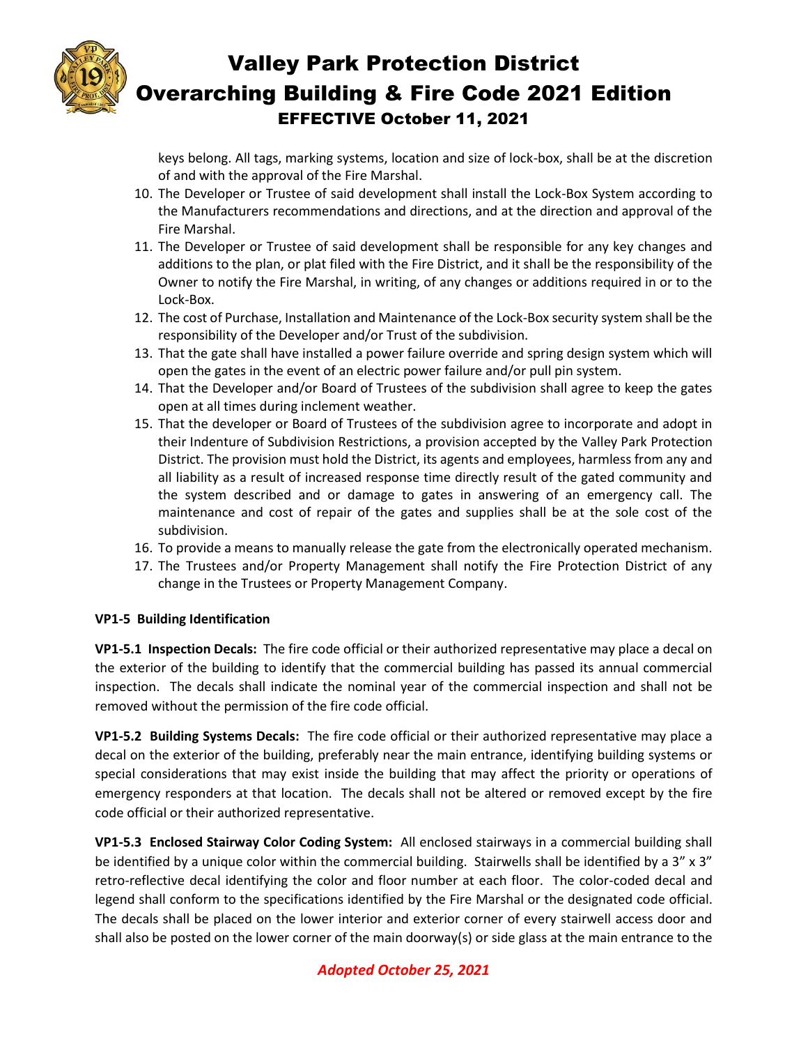keys belong. All tags, marking systems, location and size of lock-box, shall be at the discretion of and with the approval of the Fire Marshal.

10. The Developer or Trustee of said development shall install the Lock-Box System according to the Manufacturers recommendations and directions, and at the direction and approval of the Fire Marshal.
11. The Developer or Trustee of said development shall be responsible for any key changes and additions to the plan, or plat filed with the Fire District, and it shall be the responsibility of the Owner to notify the Fire Marshal, in writing, of any changes or additions required in or to the Lock-Box.
12. The cost of Purchase, Installation and Maintenance of the Lock-Box security system shall be the responsibility of the Developer and/or Trust of the subdivision.
13. That the gate shall have installed a power failure override and spring design system which will open the gates in the event of an electric power failure and/or pull pin system.
14. That the Developer and/or Board of Trustees of the subdivision shall agree to keep the gates open at all times during inclement weather.
15. That the developer or Board of Trustees of the subdivision agree to incorporate and adopt in their Indenture of Subdivision Restrictions, a provision accepted by the Valley Park Protection District. The provision must hold the District, its agents and employees, harmless from any and all liability as a result of increased response time directly result of the gated community and the system described and or damage to gates in answering of an emergency call. The maintenance and cost of repair of the gates and supplies shall be at the sole cost of the subdivision.
16. To provide a means to manually release the gate from the electronically operated mechanism.
17. The Trustees and/or Property Management shall notify the Fire Protection District of any change in the Trustees or Property Management Company.

**VP1-5 Building Identification**

**VP1-5.1 Inspection Decals:** The fire code official or their authorized representative may place a decal on the exterior of the building to identify that the commercial building has passed its annual commercial inspection. The decals shall indicate the nominal year of the commercial inspection and shall not be removed without the permission of the fire code official.

**VP1-5.2 Building Systems Decals:** The fire code official or their authorized representative may place a decal on the exterior of the building, preferably near the main entrance, identifying building systems or special considerations that may exist inside the building that may affect the priority or operations of emergency responders at that location. The decals shall not be altered or removed except by the fire code official or their authorized representative.

**VP1-5.3 Enclosed Stairway Color Coding System:** All enclosed stairways in a commercial building shall be identified by a unique color within the commercial building. Stairwells shall be identified by a 3" x 3" retro-reflective decal identifying the color and floor number at each floor. The color-coded decal and legend shall conform to the specifications identified by the Fire Marshal or the designated code official. The decals shall be placed on the lower interior and exterior corner of every stairwell access door and shall also be posted on the lower corner of the main doorway(s) or side glass at the main entrance to the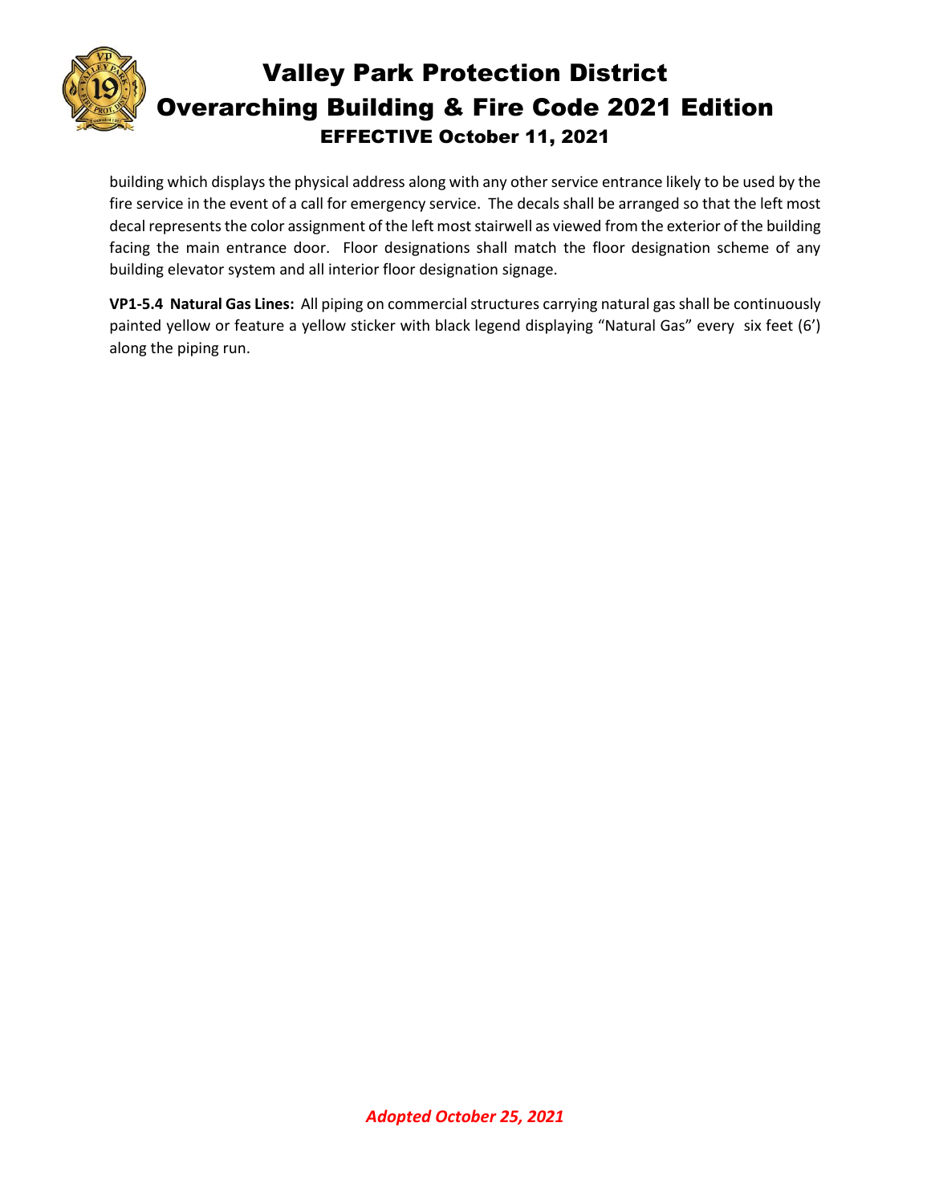building which displays the physical address along with any other service entrance likely to be used by the fire service in the event of a call for emergency service. The decals shall be arranged so that the left most decal represents the color assignment of the left most stairwell as viewed from the exterior of the building facing the main entrance door. Floor designations shall match the floor designation scheme of any building elevator system and all interior floor designation signage.

**VP1-5.4 Natural Gas Lines:** All piping on commercial structures carrying natural gas shall be continuously painted yellow or feature a yellow sticker with black legend displaying "Natural Gas" every six feet (6') along the piping run.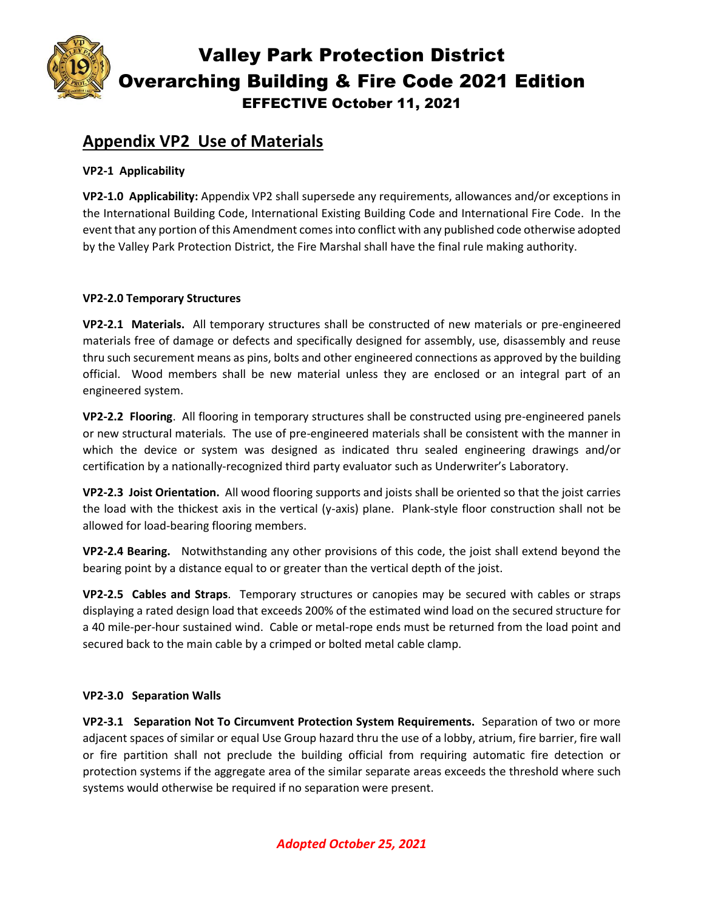## Appendix VP2 Use of Materials

**VP2-1 Applicability**

**VP2-1.0 Applicability:** Appendix VP2 shall supersede any requirements, allowances and/or exceptions in the International Building Code, International Existing Building Code and International Fire Code. In the event that any portion of this Amendment comes into conflict with any published code otherwise adopted by the Valley Park Protection District, the Fire Marshal shall have the final rule making authority.

**VP2-2.0 Temporary Structures**

**VP2-2.1 Materials.** All temporary structures shall be constructed of new materials or pre-engineered materials free of damage or defects and specifically designed for assembly, use, disassembly and reuse thru such securement means as pins, bolts and other engineered connections as approved by the building official. Wood members shall be new material unless they are enclosed or an integral part of an engineered system.

**VP2-2.2 Flooring**. All flooring in temporary structures shall be constructed using pre-engineered panels or new structural materials. The use of pre-engineered materials shall be consistent with the manner in which the device or system was designed as indicated thru sealed engineering drawings and/or certification by a nationally-recognized third party evaluator such as Underwriter's Laboratory.

**VP2-2.3 Joist Orientation.** All wood flooring supports and joists shall be oriented so that the joist carries the load with the thickest axis in the vertical (y-axis) plane. Plank-style floor construction shall not be allowed for load-bearing flooring members.

**VP2-2.4 Bearing.** Notwithstanding any other provisions of this code, the joist shall extend beyond the bearing point by a distance equal to or greater than the vertical depth of the joist.

**VP2-2.5 Cables and Straps**. Temporary structures or canopies may be secured with cables or straps displaying a rated design load that exceeds 200% of the estimated wind load on the secured structure for a 40 mile-per-hour sustained wind. Cable or metal-rope ends must be returned from the load point and secured back to the main cable by a crimped or bolted metal cable clamp.

**VP2-3.0 Separation Walls**

**VP2-3.1 Separation Not To Circumvent Protection System Requirements.** Separation of two or more adjacent spaces of similar or equal Use Group hazard thru the use of a lobby, atrium, fire barrier, fire wall or fire partition shall not preclude the building official from requiring automatic fire detection or protection systems if the aggregate area of the similar separate areas exceeds the threshold where such systems would otherwise be required if no separation were present.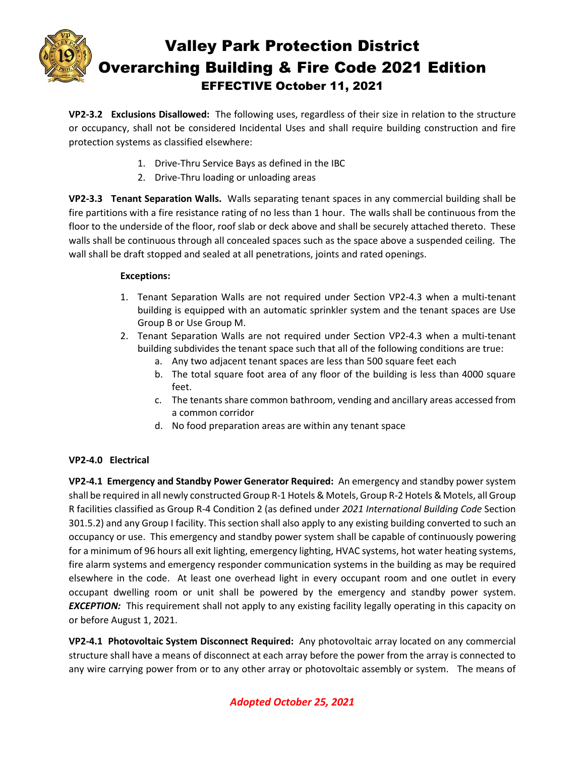**VP2-3.2 Exclusions Disallowed:** The following uses, regardless of their size in relation to the structure or occupancy, shall not be considered Incidental Uses and shall require building construction and fire protection systems as classified elsewhere:

1. Drive-Thru Service Bays as defined in the IBC
2. Drive-Thru loading or unloading areas

**VP2-3.3 Tenant Separation Walls.** Walls separating tenant spaces in any commercial building shall be fire partitions with a fire resistance rating of no less than 1 hour. The walls shall be continuous from the floor to the underside of the floor, roof slab or deck above and shall be securely attached thereto. These walls shall be continuous through all concealed spaces such as the space above a suspended ceiling. The wall shall be draft stopped and sealed at all penetrations, joints and rated openings.

**Exceptions:**

1. Tenant Separation Walls are not required under Section VP2-4.3 when a multi-tenant building is equipped with an automatic sprinkler system and the tenant spaces are Use Group B or Use Group M.
2. Tenant Separation Walls are not required under Section VP2-4.3 when a multi-tenant building subdivides the tenant space such that all of the following conditions are true:
   a. Any two adjacent tenant spaces are less than 500 square feet each
   b. The total square foot area of any floor of the building is less than 4000 square feet.
   c. The tenants share common bathroom, vending and ancillary areas accessed from a common corridor
   d. No food preparation areas are within any tenant space

### VP2-4.0 Electrical

**VP2-4.1 Emergency and Standby Power Generator Required:** An emergency and standby power system shall be required in all newly constructed Group R-1 Hotels & Motels, Group R-2 Hotels & Motels, all Group R facilities classified as Group R-4 Condition 2 (as defined under *2021 International Building Code* Section 301.5.2) and any Group I facility. This section shall also apply to any existing building converted to such an occupancy or use. This emergency and standby power system shall be capable of continuously powering for a minimum of 96 hours all exit lighting, emergency lighting, HVAC systems, hot water heating systems, fire alarm systems and emergency responder communication systems in the building as may be required elsewhere in the code. At least one overhead light in every occupant room and one outlet in every occupant dwelling room or unit shall be powered by the emergency and standby power system. ***EXCEPTION:*** This requirement shall not apply to any existing facility legally operating in this capacity on or before August 1, 2021.

**VP2-4.1 Photovoltaic System Disconnect Required:** Any photovoltaic array located on any commercial structure shall have a means of disconnect at each array before the power from the array is connected to any wire carrying power from or to any other array or photovoltaic assembly or system. The means of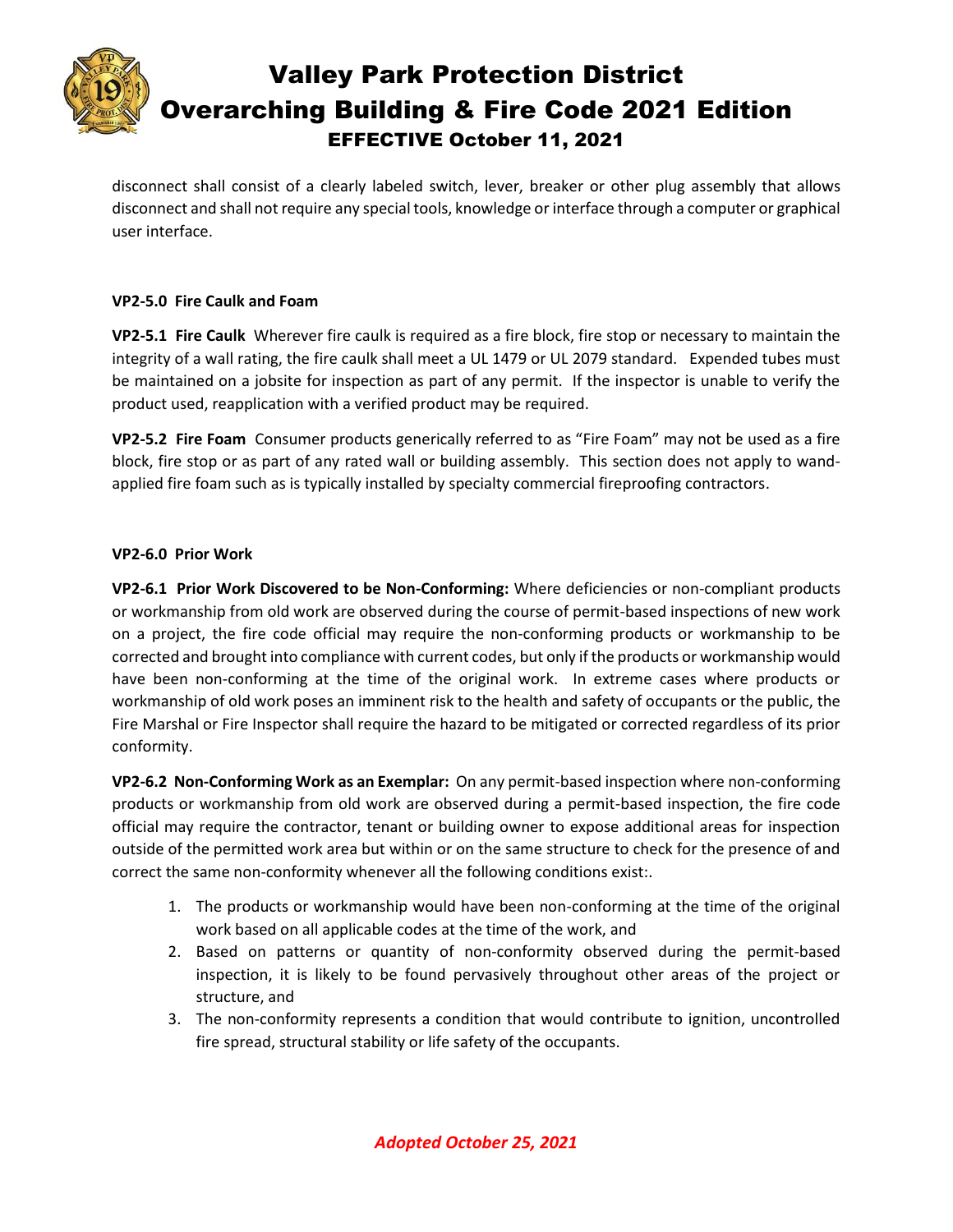disconnect shall consist of a clearly labeled switch, lever, breaker or other plug assembly that allows disconnect and shall not require any special tools, knowledge or interface through a computer or graphical user interface.

**VP2-5.0 Fire Caulk and Foam**

**VP2-5.1 Fire Caulk** Wherever fire caulk is required as a fire block, fire stop or necessary to maintain the integrity of a wall rating, the fire caulk shall meet a UL 1479 or UL 2079 standard. Expended tubes must be maintained on a jobsite for inspection as part of any permit. If the inspector is unable to verify the product used, reapplication with a verified product may be required.

**VP2-5.2 Fire Foam** Consumer products generically referred to as "Fire Foam" may not be used as a fire block, fire stop or as part of any rated wall or building assembly. This section does not apply to wand-applied fire foam such as is typically installed by specialty commercial fireproofing contractors.

**VP2-6.0 Prior Work**

**VP2-6.1 Prior Work Discovered to be Non-Conforming:** Where deficiencies or non-compliant products or workmanship from old work are observed during the course of permit-based inspections of new work on a project, the fire code official may require the non-conforming products or workmanship to be corrected and brought into compliance with current codes, but only if the products or workmanship would have been non-conforming at the time of the original work. In extreme cases where products or workmanship of old work poses an imminent risk to the health and safety of occupants or the public, the Fire Marshal or Fire Inspector shall require the hazard to be mitigated or corrected regardless of its prior conformity.

**VP2-6.2 Non-Conforming Work as an Exemplar:** On any permit-based inspection where non-conforming products or workmanship from old work are observed during a permit-based inspection, the fire code official may require the contractor, tenant or building owner to expose additional areas for inspection outside of the permitted work area but within or on the same structure to check for the presence of and correct the same non-conformity whenever all the following conditions exist:.

1. The products or workmanship would have been non-conforming at the time of the original work based on all applicable codes at the time of the work, and
2. Based on patterns or quantity of non-conformity observed during the permit-based inspection, it is likely to be found pervasively throughout other areas of the project or structure, and
3. The non-conformity represents a condition that would contribute to ignition, uncontrolled fire spread, structural stability or life safety of the occupants.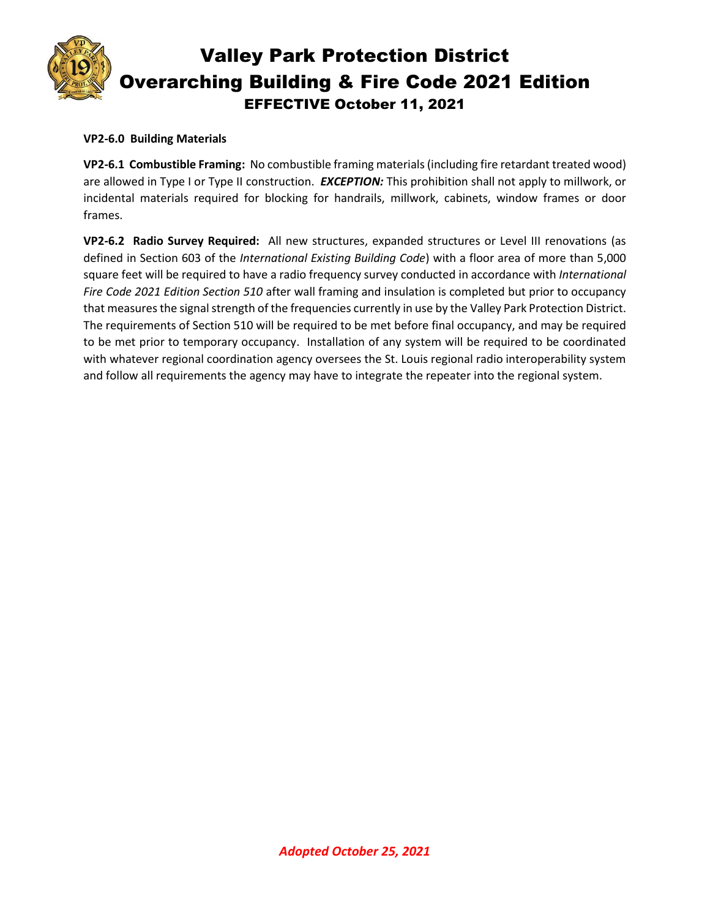**VP2-6.0 Building Materials**

**VP2-6.1 Combustible Framing:** No combustible framing materials (including fire retardant treated wood) are allowed in Type I or Type II construction. ***EXCEPTION:*** This prohibition shall not apply to millwork, or incidental materials required for blocking for handrails, millwork, cabinets, window frames or door frames.

**VP2-6.2 Radio Survey Required:** All new structures, expanded structures or Level III renovations (as defined in Section 603 of the *International Existing Building Code*) with a floor area of more than 5,000 square feet will be required to have a radio frequency survey conducted in accordance with *International Fire Code 2021 Edition Section 510* after wall framing and insulation is completed but prior to occupancy that measures the signal strength of the frequencies currently in use by the Valley Park Protection District. The requirements of Section 510 will be required to be met before final occupancy, and may be required to be met prior to temporary occupancy. Installation of any system will be required to be coordinated with whatever regional coordination agency oversees the St. Louis regional radio interoperability system and follow all requirements the agency may have to integrate the repeater into the regional system.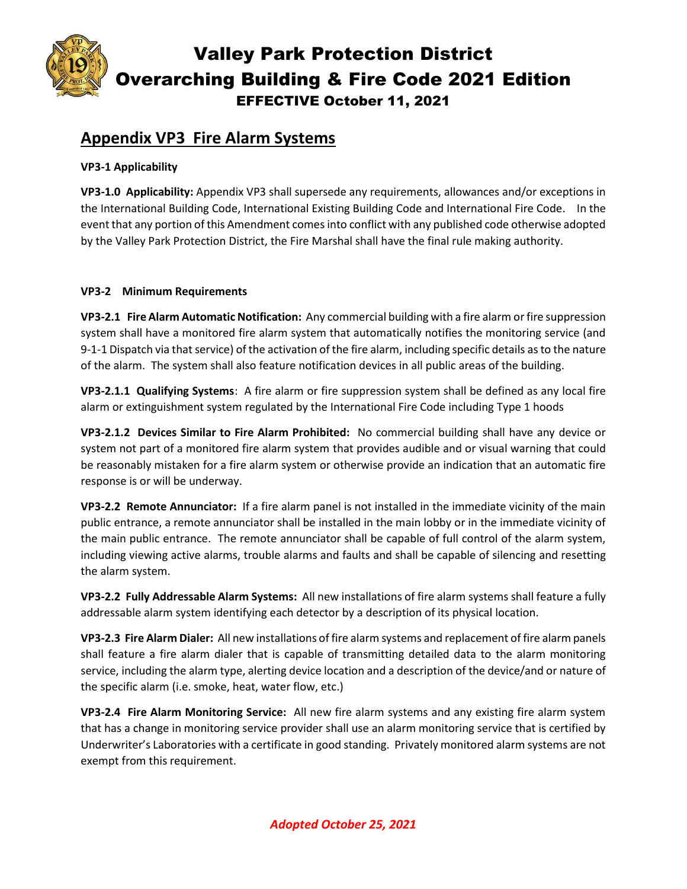## Appendix VP3 Fire Alarm Systems

**VP3-1 Applicability**

**VP3-1.0 Applicability:** Appendix VP3 shall supersede any requirements, allowances and/or exceptions in the International Building Code, International Existing Building Code and International Fire Code. In the event that any portion of this Amendment comes into conflict with any published code otherwise adopted by the Valley Park Protection District, the Fire Marshal shall have the final rule making authority.

**VP3-2 Minimum Requirements**

**VP3-2.1 Fire Alarm Automatic Notification:** Any commercial building with a fire alarm or fire suppression system shall have a monitored fire alarm system that automatically notifies the monitoring service (and 9-1-1 Dispatch via that service) of the activation of the fire alarm, including specific details as to the nature of the alarm. The system shall also feature notification devices in all public areas of the building.

**VP3-2.1.1 Qualifying Systems**: A fire alarm or fire suppression system shall be defined as any local fire alarm or extinguishment system regulated by the International Fire Code including Type 1 hoods

**VP3-2.1.2 Devices Similar to Fire Alarm Prohibited:** No commercial building shall have any device or system not part of a monitored fire alarm system that provides audible and or visual warning that could be reasonably mistaken for a fire alarm system or otherwise provide an indication that an automatic fire response is or will be underway.

**VP3-2.2 Remote Annunciator:** If a fire alarm panel is not installed in the immediate vicinity of the main public entrance, a remote annunciator shall be installed in the main lobby or in the immediate vicinity of the main public entrance. The remote annunciator shall be capable of full control of the alarm system, including viewing active alarms, trouble alarms and faults and shall be capable of silencing and resetting the alarm system.

**VP3-2.2 Fully Addressable Alarm Systems:** All new installations of fire alarm systems shall feature a fully addressable alarm system identifying each detector by a description of its physical location.

**VP3-2.3 Fire Alarm Dialer:** All new installations of fire alarm systems and replacement of fire alarm panels shall feature a fire alarm dialer that is capable of transmitting detailed data to the alarm monitoring service, including the alarm type, alerting device location and a description of the device/and or nature of the specific alarm (i.e. smoke, heat, water flow, etc.)

**VP3-2.4 Fire Alarm Monitoring Service:** All new fire alarm systems and any existing fire alarm system that has a change in monitoring service provider shall use an alarm monitoring service that is certified by Underwriter's Laboratories with a certificate in good standing. Privately monitored alarm systems are not exempt from this requirement.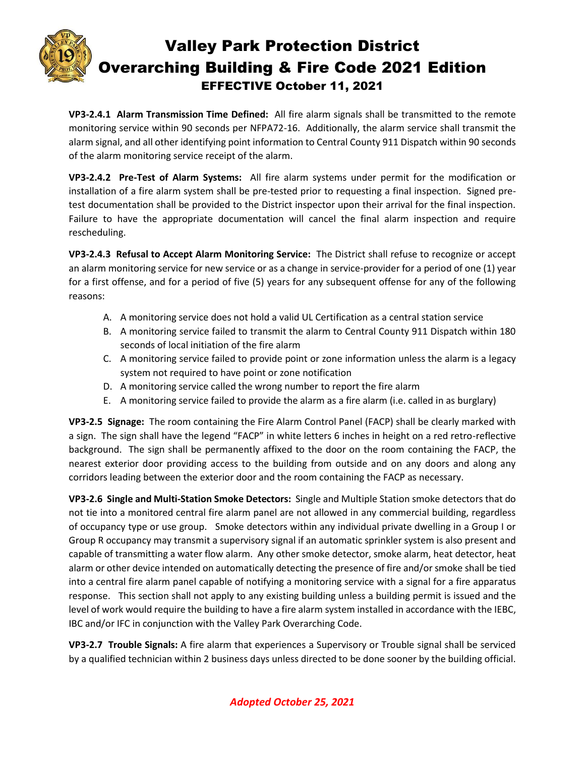**VP3-2.4.1 Alarm Transmission Time Defined:** All fire alarm signals shall be transmitted to the remote monitoring service within 90 seconds per NFPA72-16. Additionally, the alarm service shall transmit the alarm signal, and all other identifying point information to Central County 911 Dispatch within 90 seconds of the alarm monitoring service receipt of the alarm.

**VP3-2.4.2 Pre-Test of Alarm Systems:** All fire alarm systems under permit for the modification or installation of a fire alarm system shall be pre-tested prior to requesting a final inspection. Signed pre-test documentation shall be provided to the District inspector upon their arrival for the final inspection. Failure to have the appropriate documentation will cancel the final alarm inspection and require rescheduling.

**VP3-2.4.3 Refusal to Accept Alarm Monitoring Service:** The District shall refuse to recognize or accept an alarm monitoring service for new service or as a change in service-provider for a period of one (1) year for a first offense, and for a period of five (5) years for any subsequent offense for any of the following reasons:

A. A monitoring service does not hold a valid UL Certification as a central station service
B. A monitoring service failed to transmit the alarm to Central County 911 Dispatch within 180 seconds of local initiation of the fire alarm
C. A monitoring service failed to provide point or zone information unless the alarm is a legacy system not required to have point or zone notification
D. A monitoring service called the wrong number to report the fire alarm
E. A monitoring service failed to provide the alarm as a fire alarm (i.e. called in as burglary)

**VP3-2.5 Signage:** The room containing the Fire Alarm Control Panel (FACP) shall be clearly marked with a sign. The sign shall have the legend "FACP" in white letters 6 inches in height on a red retro-reflective background. The sign shall be permanently affixed to the door on the room containing the FACP, the nearest exterior door providing access to the building from outside and on any doors and along any corridors leading between the exterior door and the room containing the FACP as necessary.

**VP3-2.6 Single and Multi-Station Smoke Detectors:** Single and Multiple Station smoke detectors that do not tie into a monitored central fire alarm panel are not allowed in any commercial building, regardless of occupancy type or use group. Smoke detectors within any individual private dwelling in a Group I or Group R occupancy may transmit a supervisory signal if an automatic sprinkler system is also present and capable of transmitting a water flow alarm. Any other smoke detector, smoke alarm, heat detector, heat alarm or other device intended on automatically detecting the presence of fire and/or smoke shall be tied into a central fire alarm panel capable of notifying a monitoring service with a signal for a fire apparatus response. This section shall not apply to any existing building unless a building permit is issued and the level of work would require the building to have a fire alarm system installed in accordance with the IEBC, IBC and/or IFC in conjunction with the Valley Park Overarching Code.

**VP3-2.7 Trouble Signals:** A fire alarm that experiences a Supervisory or Trouble signal shall be serviced by a qualified technician within 2 business days unless directed to be done sooner by the building official.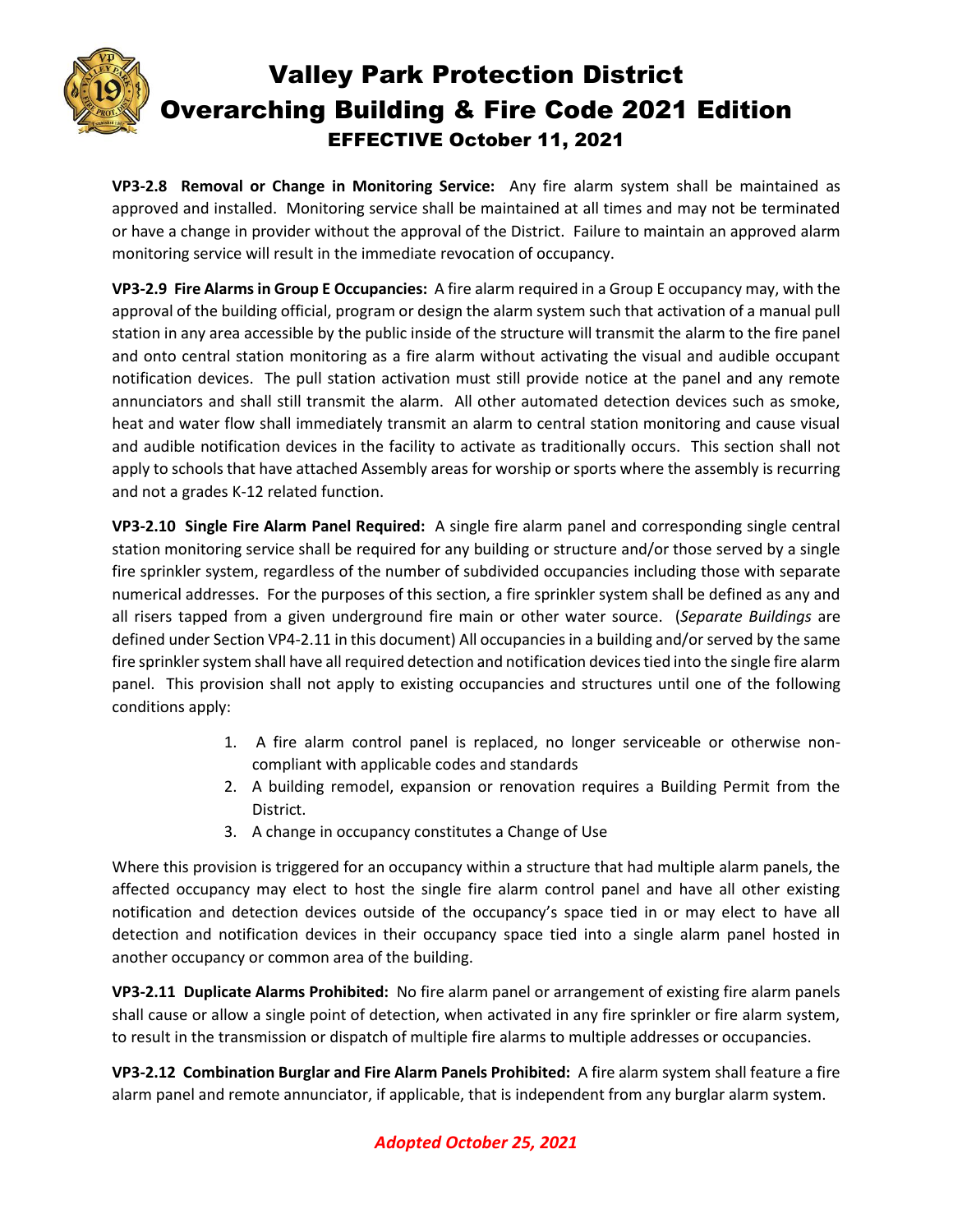**VP3-2.8 Removal or Change in Monitoring Service:** Any fire alarm system shall be maintained as approved and installed. Monitoring service shall be maintained at all times and may not be terminated or have a change in provider without the approval of the District. Failure to maintain an approved alarm monitoring service will result in the immediate revocation of occupancy.

**VP3-2.9 Fire Alarms in Group E Occupancies:** A fire alarm required in a Group E occupancy may, with the approval of the building official, program or design the alarm system such that activation of a manual pull station in any area accessible by the public inside of the structure will transmit the alarm to the fire panel and onto central station monitoring as a fire alarm without activating the visual and audible occupant notification devices. The pull station activation must still provide notice at the panel and any remote annunciators and shall still transmit the alarm. All other automated detection devices such as smoke, heat and water flow shall immediately transmit an alarm to central station monitoring and cause visual and audible notification devices in the facility to activate as traditionally occurs. This section shall not apply to schools that have attached Assembly areas for worship or sports where the assembly is recurring and not a grades K-12 related function.

**VP3-2.10 Single Fire Alarm Panel Required:** A single fire alarm panel and corresponding single central station monitoring service shall be required for any building or structure and/or those served by a single fire sprinkler system, regardless of the number of subdivided occupancies including those with separate numerical addresses. For the purposes of this section, a fire sprinkler system shall be defined as any and all risers tapped from a given underground fire main or other water source. (*Separate Buildings* are defined under Section VP4-2.11 in this document) All occupancies in a building and/or served by the same fire sprinkler system shall have all required detection and notification devices tied into the single fire alarm panel. This provision shall not apply to existing occupancies and structures until one of the following conditions apply:

1. A fire alarm control panel is replaced, no longer serviceable or otherwise non-compliant with applicable codes and standards
2. A building remodel, expansion or renovation requires a Building Permit from the District.
3. A change in occupancy constitutes a Change of Use

Where this provision is triggered for an occupancy within a structure that had multiple alarm panels, the affected occupancy may elect to host the single fire alarm control panel and have all other existing notification and detection devices outside of the occupancy's space tied in or may elect to have all detection and notification devices in their occupancy space tied into a single alarm panel hosted in another occupancy or common area of the building.

**VP3-2.11 Duplicate Alarms Prohibited:** No fire alarm panel or arrangement of existing fire alarm panels shall cause or allow a single point of detection, when activated in any fire sprinkler or fire alarm system, to result in the transmission or dispatch of multiple fire alarms to multiple addresses or occupancies.

**VP3-2.12 Combination Burglar and Fire Alarm Panels Prohibited:** A fire alarm system shall feature a fire alarm panel and remote annunciator, if applicable, that is independent from any burglar alarm system.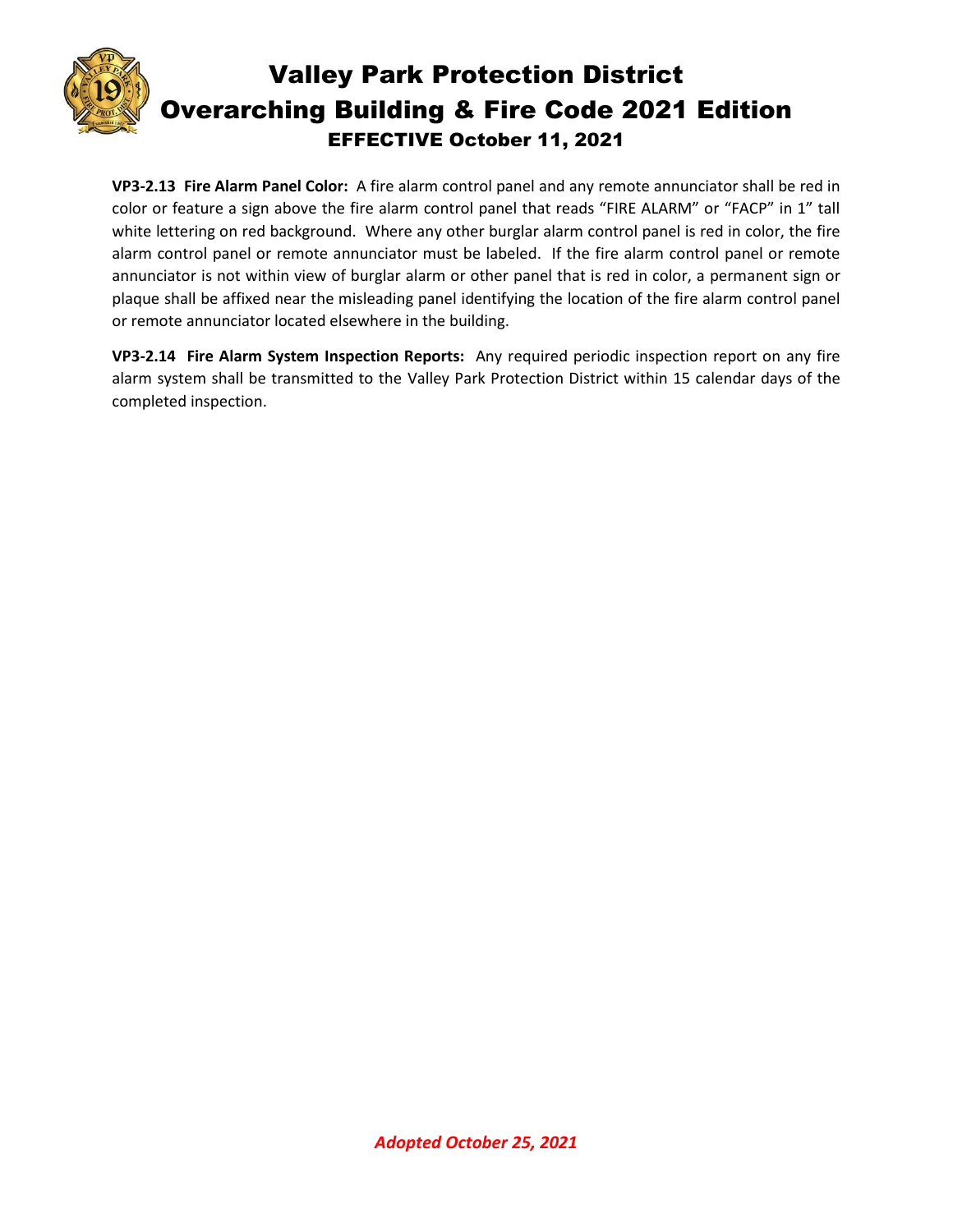**VP3-2.13 Fire Alarm Panel Color:** A fire alarm control panel and any remote annunciator shall be red in color or feature a sign above the fire alarm control panel that reads "FIRE ALARM" or "FACP" in 1" tall white lettering on red background. Where any other burglar alarm control panel is red in color, the fire alarm control panel or remote annunciator must be labeled. If the fire alarm control panel or remote annunciator is not within view of burglar alarm or other panel that is red in color, a permanent sign or plaque shall be affixed near the misleading panel identifying the location of the fire alarm control panel or remote annunciator located elsewhere in the building.

**VP3-2.14 Fire Alarm System Inspection Reports:** Any required periodic inspection report on any fire alarm system shall be transmitted to the Valley Park Protection District within 15 calendar days of the completed inspection.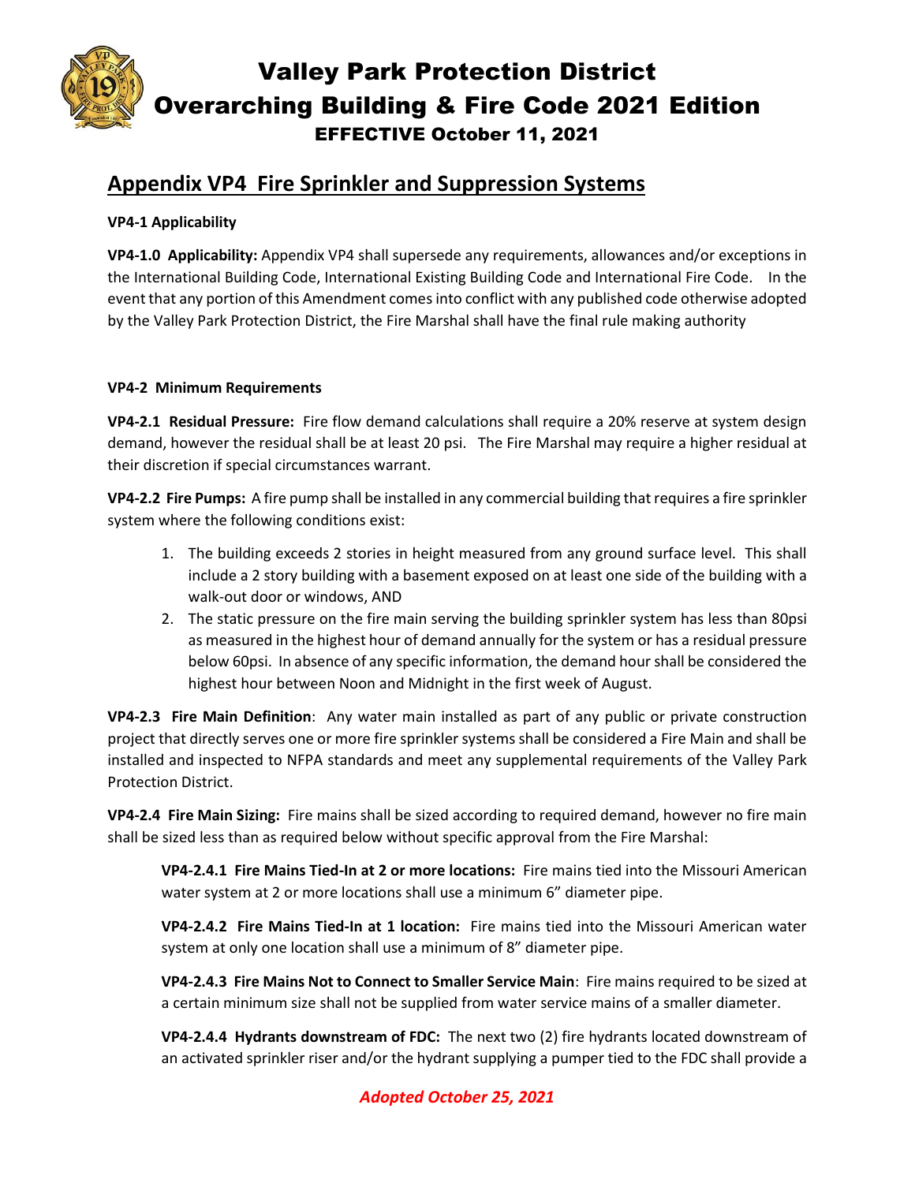## Appendix VP4 Fire Sprinkler and Suppression Systems

**VP4-1 Applicability**

**VP4-1.0 Applicability:** Appendix VP4 shall supersede any requirements, allowances and/or exceptions in the International Building Code, International Existing Building Code and International Fire Code. In the event that any portion of this Amendment comes into conflict with any published code otherwise adopted by the Valley Park Protection District, the Fire Marshal shall have the final rule making authority

**VP4-2 Minimum Requirements**

**VP4-2.1 Residual Pressure:** Fire flow demand calculations shall require a 20% reserve at system design demand, however the residual shall be at least 20 psi. The Fire Marshal may require a higher residual at their discretion if special circumstances warrant.

**VP4-2.2 Fire Pumps:** A fire pump shall be installed in any commercial building that requires a fire sprinkler system where the following conditions exist:

1. The building exceeds 2 stories in height measured from any ground surface level. This shall include a 2 story building with a basement exposed on at least one side of the building with a walk-out door or windows, AND
2. The static pressure on the fire main serving the building sprinkler system has less than 80psi as measured in the highest hour of demand annually for the system or has a residual pressure below 60psi. In absence of any specific information, the demand hour shall be considered the highest hour between Noon and Midnight in the first week of August.

**VP4-2.3 Fire Main Definition**: Any water main installed as part of any public or private construction project that directly serves one or more fire sprinkler systems shall be considered a Fire Main and shall be installed and inspected to NFPA standards and meet any supplemental requirements of the Valley Park Protection District.

**VP4-2.4 Fire Main Sizing:** Fire mains shall be sized according to required demand, however no fire main shall be sized less than as required below without specific approval from the Fire Marshal:

**VP4-2.4.1 Fire Mains Tied-In at 2 or more locations:** Fire mains tied into the Missouri American water system at 2 or more locations shall use a minimum 6" diameter pipe.

**VP4-2.4.2 Fire Mains Tied-In at 1 location:** Fire mains tied into the Missouri American water system at only one location shall use a minimum of 8" diameter pipe.

**VP4-2.4.3 Fire Mains Not to Connect to Smaller Service Main**: Fire mains required to be sized at a certain minimum size shall not be supplied from water service mains of a smaller diameter.

**VP4-2.4.4 Hydrants downstream of FDC:** The next two (2) fire hydrants located downstream of an activated sprinkler riser and/or the hydrant supplying a pumper tied to the FDC shall provide a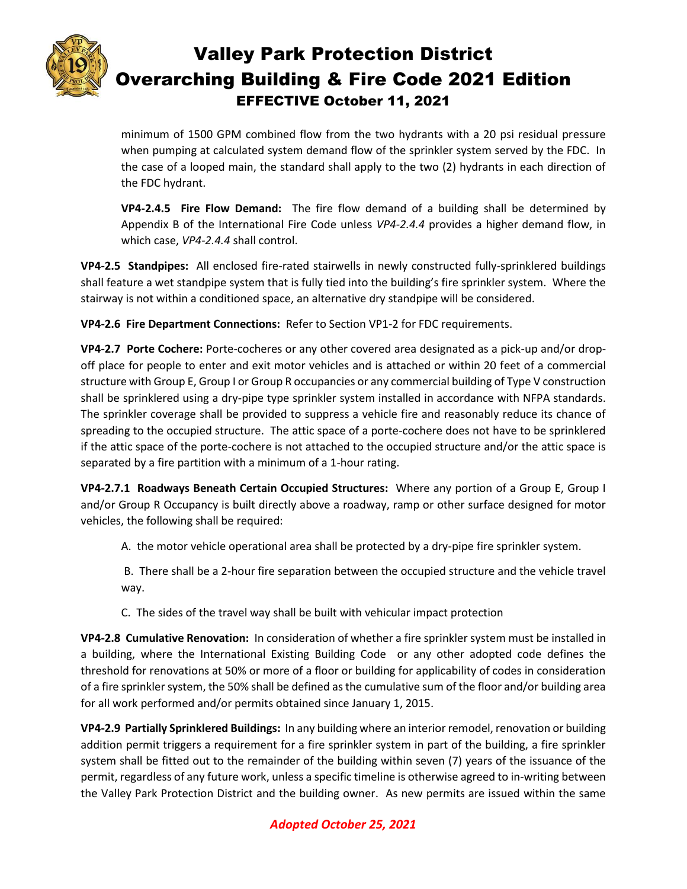minimum of 1500 GPM combined flow from the two hydrants with a 20 psi residual pressure when pumping at calculated system demand flow of the sprinkler system served by the FDC. In the case of a looped main, the standard shall apply to the two (2) hydrants in each direction of the FDC hydrant.

**VP4-2.4.5 Fire Flow Demand:** The fire flow demand of a building shall be determined by Appendix B of the International Fire Code unless *VP4-2.4.4* provides a higher demand flow, in which case, *VP4-2.4.4* shall control.

**VP4-2.5 Standpipes:** All enclosed fire-rated stairwells in newly constructed fully-sprinklered buildings shall feature a wet standpipe system that is fully tied into the building's fire sprinkler system. Where the stairway is not within a conditioned space, an alternative dry standpipe will be considered.

**VP4-2.6 Fire Department Connections:** Refer to Section VP1-2 for FDC requirements.

**VP4-2.7 Porte Cochere:** Porte-cocheres or any other covered area designated as a pick-up and/or drop-off place for people to enter and exit motor vehicles and is attached or within 20 feet of a commercial structure with Group E, Group I or Group R occupancies or any commercial building of Type V construction shall be sprinklered using a dry-pipe type sprinkler system installed in accordance with NFPA standards. The sprinkler coverage shall be provided to suppress a vehicle fire and reasonably reduce its chance of spreading to the occupied structure. The attic space of a porte-cochere does not have to be sprinklered if the attic space of the porte-cochere is not attached to the occupied structure and/or the attic space is separated by a fire partition with a minimum of a 1-hour rating.

**VP4-2.7.1 Roadways Beneath Certain Occupied Structures:** Where any portion of a Group E, Group I and/or Group R Occupancy is built directly above a roadway, ramp or other surface designed for motor vehicles, the following shall be required:

A. the motor vehicle operational area shall be protected by a dry-pipe fire sprinkler system.

B. There shall be a 2-hour fire separation between the occupied structure and the vehicle travel way.

C. The sides of the travel way shall be built with vehicular impact protection

**VP4-2.8 Cumulative Renovation:** In consideration of whether a fire sprinkler system must be installed in a building, where the International Existing Building Code or any other adopted code defines the threshold for renovations at 50% or more of a floor or building for applicability of codes in consideration of a fire sprinkler system, the 50% shall be defined as the cumulative sum of the floor and/or building area for all work performed and/or permits obtained since January 1, 2015.

**VP4-2.9 Partially Sprinklered Buildings:** In any building where an interior remodel, renovation or building addition permit triggers a requirement for a fire sprinkler system in part of the building, a fire sprinkler system shall be fitted out to the remainder of the building within seven (7) years of the issuance of the permit, regardless of any future work, unless a specific timeline is otherwise agreed to in-writing between the Valley Park Protection District and the building owner. As new permits are issued within the same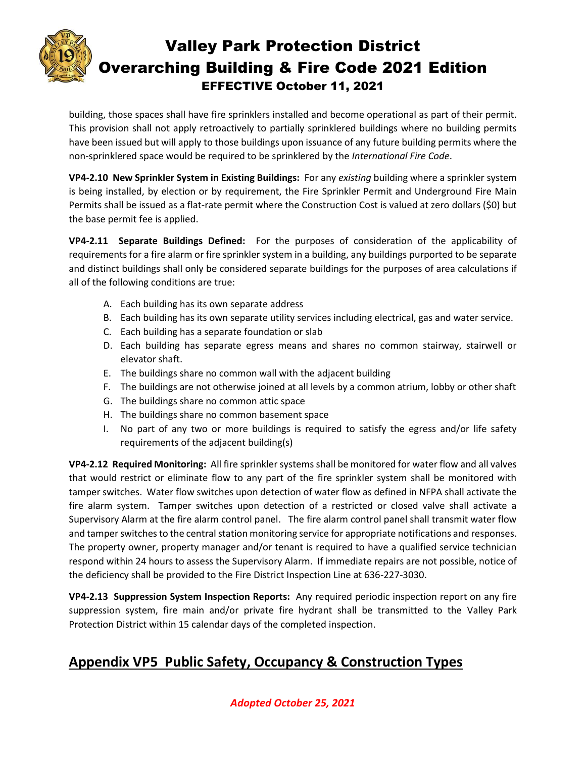building, those spaces shall have fire sprinklers installed and become operational as part of their permit. This provision shall not apply retroactively to partially sprinklered buildings where no building permits have been issued but will apply to those buildings upon issuance of any future building permits where the non-sprinklered space would be required to be sprinklered by the *International Fire Code*.

**VP4-2.10 New Sprinkler System in Existing Buildings:** For any *existing* building where a sprinkler system is being installed, by election or by requirement, the Fire Sprinkler Permit and Underground Fire Main Permits shall be issued as a flat-rate permit where the Construction Cost is valued at zero dollars ($0) but the base permit fee is applied.

**VP4-2.11 Separate Buildings Defined:** For the purposes of consideration of the applicability of requirements for a fire alarm or fire sprinkler system in a building, any buildings purported to be separate and distinct buildings shall only be considered separate buildings for the purposes of area calculations if all of the following conditions are true:

A. Each building has its own separate address
B. Each building has its own separate utility services including electrical, gas and water service.
C. Each building has a separate foundation or slab
D. Each building has separate egress means and shares no common stairway, stairwell or elevator shaft.
E. The buildings share no common wall with the adjacent building
F. The buildings are not otherwise joined at all levels by a common atrium, lobby or other shaft
G. The buildings share no common attic space
H. The buildings share no common basement space
I. No part of any two or more buildings is required to satisfy the egress and/or life safety requirements of the adjacent building(s)

**VP4-2.12 Required Monitoring:** All fire sprinkler systems shall be monitored for water flow and all valves that would restrict or eliminate flow to any part of the fire sprinkler system shall be monitored with tamper switches. Water flow switches upon detection of water flow as defined in NFPA shall activate the fire alarm system. Tamper switches upon detection of a restricted or closed valve shall activate a Supervisory Alarm at the fire alarm control panel. The fire alarm control panel shall transmit water flow and tamper switches to the central station monitoring service for appropriate notifications and responses. The property owner, property manager and/or tenant is required to have a qualified service technician respond within 24 hours to assess the Supervisory Alarm. If immediate repairs are not possible, notice of the deficiency shall be provided to the Fire District Inspection Line at 636-227-3030.

**VP4-2.13 Suppression System Inspection Reports:** Any required periodic inspection report on any fire suppression system, fire main and/or private fire hydrant shall be transmitted to the Valley Park Protection District within 15 calendar days of the completed inspection.

## Appendix VP5 Public Safety, Occupancy & Construction Types

***Adopted October 25, 2021***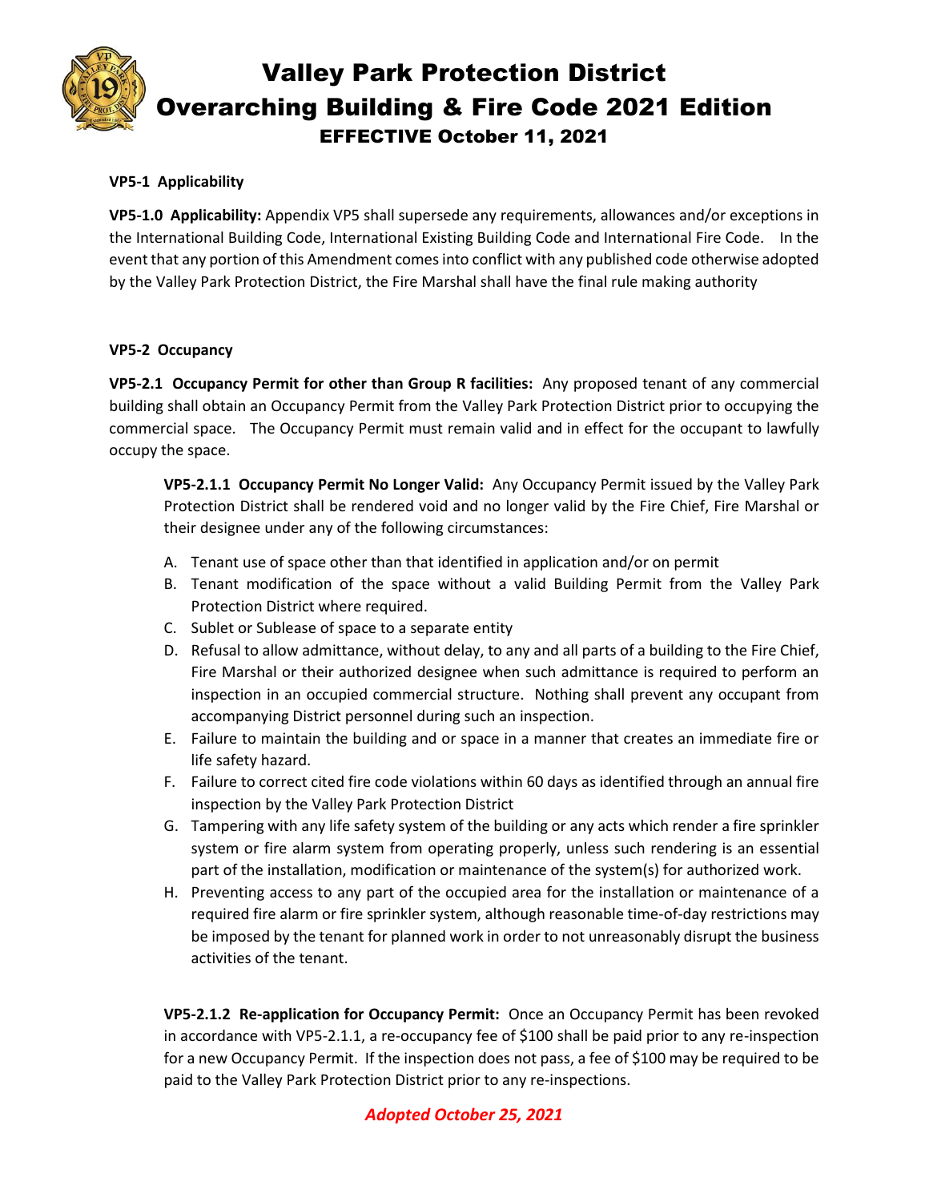# Valley Park Protection District
# Overarching Building & Fire Code 2021 Edition
## EFFECTIVE October 11, 2021

**VP5-1 Applicability**

**VP5-1.0 Applicability:** Appendix VP5 shall supersede any requirements, allowances and/or exceptions in the International Building Code, International Existing Building Code and International Fire Code. In the event that any portion of this Amendment comes into conflict with any published code otherwise adopted by the Valley Park Protection District, the Fire Marshal shall have the final rule making authority

**VP5-2 Occupancy**

**VP5-2.1 Occupancy Permit for other than Group R facilities:** Any proposed tenant of any commercial building shall obtain an Occupancy Permit from the Valley Park Protection District prior to occupying the commercial space. The Occupancy Permit must remain valid and in effect for the occupant to lawfully occupy the space.

**VP5-2.1.1 Occupancy Permit No Longer Valid:** Any Occupancy Permit issued by the Valley Park Protection District shall be rendered void and no longer valid by the Fire Chief, Fire Marshal or their designee under any of the following circumstances:

A. Tenant use of space other than that identified in application and/or on permit
B. Tenant modification of the space without a valid Building Permit from the Valley Park Protection District where required.
C. Sublet or Sublease of space to a separate entity
D. Refusal to allow admittance, without delay, to any and all parts of a building to the Fire Chief, Fire Marshal or their authorized designee when such admittance is required to perform an inspection in an occupied commercial structure. Nothing shall prevent any occupant from accompanying District personnel during such an inspection.
E. Failure to maintain the building and or space in a manner that creates an immediate fire or life safety hazard.
F. Failure to correct cited fire code violations within 60 days as identified through an annual fire inspection by the Valley Park Protection District
G. Tampering with any life safety system of the building or any acts which render a fire sprinkler system or fire alarm system from operating properly, unless such rendering is an essential part of the installation, modification or maintenance of the system(s) for authorized work.
H. Preventing access to any part of the occupied area for the installation or maintenance of a required fire alarm or fire sprinkler system, although reasonable time-of-day restrictions may be imposed by the tenant for planned work in order to not unreasonably disrupt the business activities of the tenant.

**VP5-2.1.2 Re-application for Occupancy Permit:** Once an Occupancy Permit has been revoked in accordance with VP5-2.1.1, a re-occupancy fee of $100 shall be paid prior to any re-inspection for a new Occupancy Permit. If the inspection does not pass, a fee of $100 may be required to be paid to the Valley Park Protection District prior to any re-inspections.

***Adopted October 25, 2021***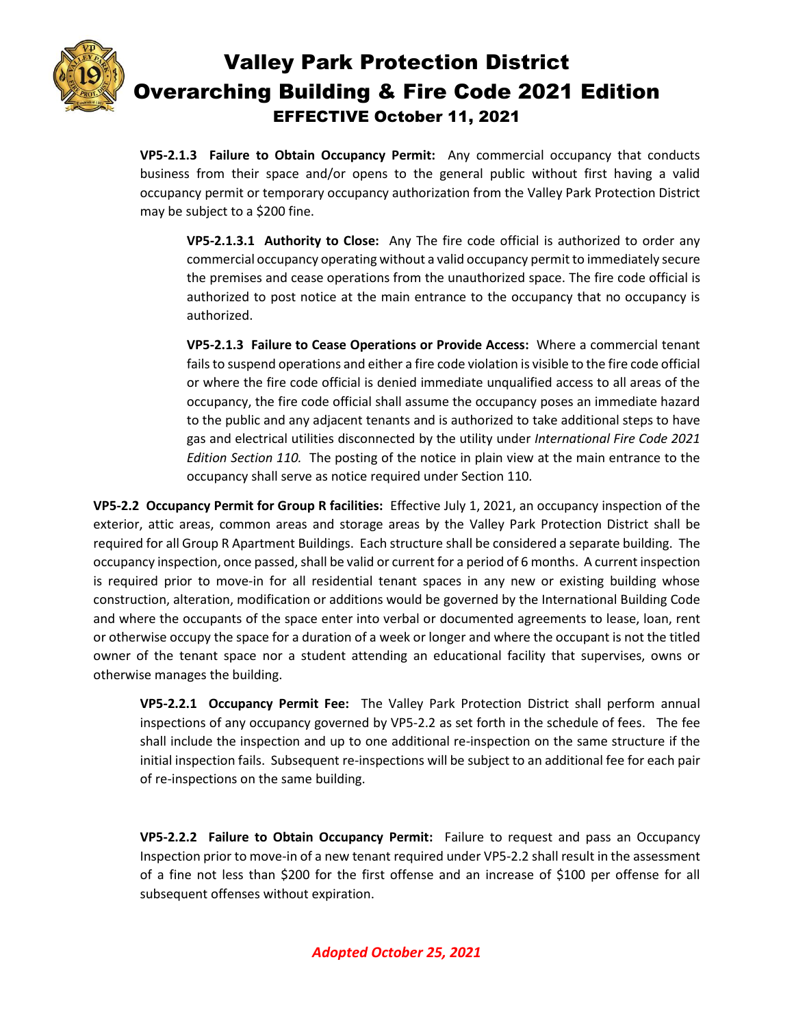**VP5-2.1.3 Failure to Obtain Occupancy Permit:** Any commercial occupancy that conducts business from their space and/or opens to the general public without first having a valid occupancy permit or temporary occupancy authorization from the Valley Park Protection District may be subject to a $200 fine.

**VP5-2.1.3.1 Authority to Close:** Any The fire code official is authorized to order any commercial occupancy operating without a valid occupancy permit to immediately secure the premises and cease operations from the unauthorized space. The fire code official is authorized to post notice at the main entrance to the occupancy that no occupancy is authorized.

**VP5-2.1.3 Failure to Cease Operations or Provide Access:** Where a commercial tenant fails to suspend operations and either a fire code violation is visible to the fire code official or where the fire code official is denied immediate unqualified access to all areas of the occupancy, the fire code official shall assume the occupancy poses an immediate hazard to the public and any adjacent tenants and is authorized to take additional steps to have gas and electrical utilities disconnected by the utility under *International Fire Code 2021 Edition Section 110.* The posting of the notice in plain view at the main entrance to the occupancy shall serve as notice required under Section 110.

**VP5-2.2 Occupancy Permit for Group R facilities:** Effective July 1, 2021, an occupancy inspection of the exterior, attic areas, common areas and storage areas by the Valley Park Protection District shall be required for all Group R Apartment Buildings. Each structure shall be considered a separate building. The occupancy inspection, once passed, shall be valid or current for a period of 6 months. A current inspection is required prior to move-in for all residential tenant spaces in any new or existing building whose construction, alteration, modification or additions would be governed by the International Building Code and where the occupants of the space enter into verbal or documented agreements to lease, loan, rent or otherwise occupy the space for a duration of a week or longer and where the occupant is not the titled owner of the tenant space nor a student attending an educational facility that supervises, owns or otherwise manages the building.

**VP5-2.2.1 Occupancy Permit Fee:** The Valley Park Protection District shall perform annual inspections of any occupancy governed by VP5-2.2 as set forth in the schedule of fees. The fee shall include the inspection and up to one additional re-inspection on the same structure if the initial inspection fails. Subsequent re-inspections will be subject to an additional fee for each pair of re-inspections on the same building.

**VP5-2.2.2 Failure to Obtain Occupancy Permit:** Failure to request and pass an Occupancy Inspection prior to move-in of a new tenant required under VP5-2.2 shall result in the assessment of a fine not less than $200 for the first offense and an increase of $100 per offense for all subsequent offenses without expiration.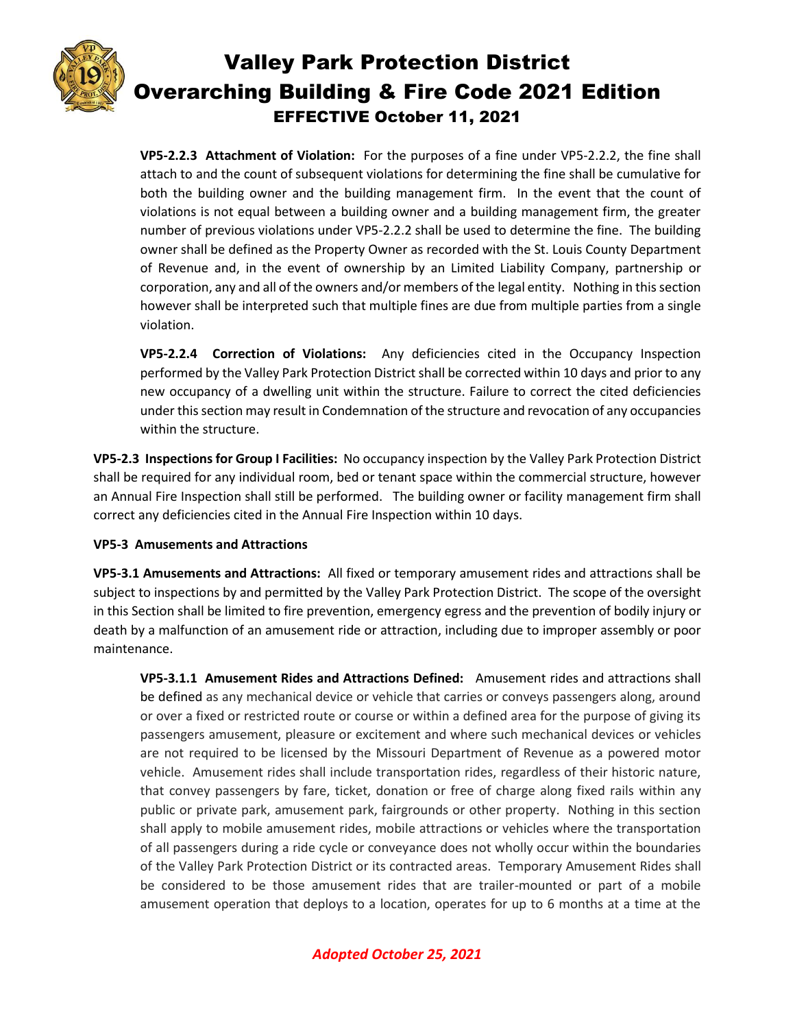**VP5-2.2.3 Attachment of Violation:** For the purposes of a fine under VP5-2.2.2, the fine shall attach to and the count of subsequent violations for determining the fine shall be cumulative for both the building owner and the building management firm. In the event that the count of violations is not equal between a building owner and a building management firm, the greater number of previous violations under VP5-2.2.2 shall be used to determine the fine. The building owner shall be defined as the Property Owner as recorded with the St. Louis County Department of Revenue and, in the event of ownership by an Limited Liability Company, partnership or corporation, any and all of the owners and/or members of the legal entity. Nothing in this section however shall be interpreted such that multiple fines are due from multiple parties from a single violation.

**VP5-2.2.4 Correction of Violations:** Any deficiencies cited in the Occupancy Inspection performed by the Valley Park Protection District shall be corrected within 10 days and prior to any new occupancy of a dwelling unit within the structure. Failure to correct the cited deficiencies under this section may result in Condemnation of the structure and revocation of any occupancies within the structure.

**VP5-2.3 Inspections for Group I Facilities:** No occupancy inspection by the Valley Park Protection District shall be required for any individual room, bed or tenant space within the commercial structure, however an Annual Fire Inspection shall still be performed. The building owner or facility management firm shall correct any deficiencies cited in the Annual Fire Inspection within 10 days.

**VP5-3 Amusements and Attractions**

**VP5-3.1 Amusements and Attractions:** All fixed or temporary amusement rides and attractions shall be subject to inspections by and permitted by the Valley Park Protection District. The scope of the oversight in this Section shall be limited to fire prevention, emergency egress and the prevention of bodily injury or death by a malfunction of an amusement ride or attraction, including due to improper assembly or poor maintenance.

**VP5-3.1.1 Amusement Rides and Attractions Defined:** Amusement rides and attractions shall be defined as any mechanical device or vehicle that carries or conveys passengers along, around or over a fixed or restricted route or course or within a defined area for the purpose of giving its passengers amusement, pleasure or excitement and where such mechanical devices or vehicles are not required to be licensed by the Missouri Department of Revenue as a powered motor vehicle. Amusement rides shall include transportation rides, regardless of their historic nature, that convey passengers by fare, ticket, donation or free of charge along fixed rails within any public or private park, amusement park, fairgrounds or other property. Nothing in this section shall apply to mobile amusement rides, mobile attractions or vehicles where the transportation of all passengers during a ride cycle or conveyance does not wholly occur within the boundaries of the Valley Park Protection District or its contracted areas. Temporary Amusement Rides shall be considered to be those amusement rides that are trailer-mounted or part of a mobile amusement operation that deploys to a location, operates for up to 6 months at a time at the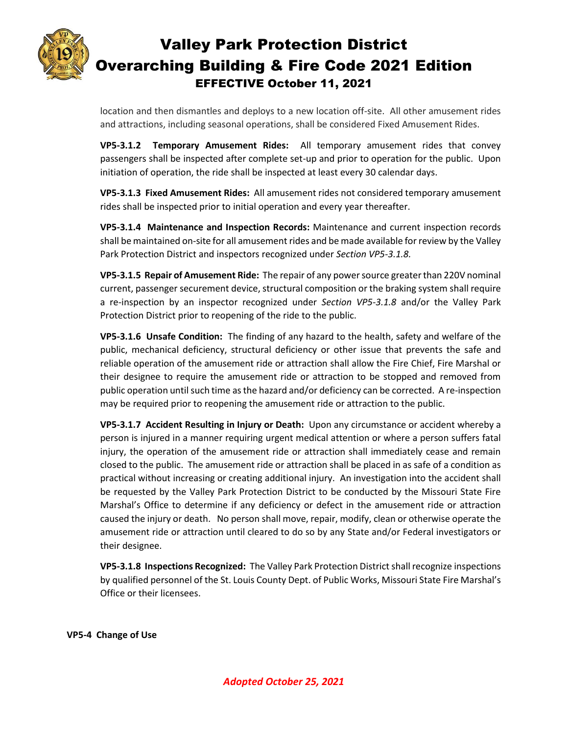location and then dismantles and deploys to a new location off-site. All other amusement rides and attractions, including seasonal operations, shall be considered Fixed Amusement Rides.

**VP5-3.1.2 Temporary Amusement Rides:** All temporary amusement rides that convey passengers shall be inspected after complete set-up and prior to operation for the public. Upon initiation of operation, the ride shall be inspected at least every 30 calendar days.

**VP5-3.1.3 Fixed Amusement Rides:** All amusement rides not considered temporary amusement rides shall be inspected prior to initial operation and every year thereafter.

**VP5-3.1.4 Maintenance and Inspection Records:** Maintenance and current inspection records shall be maintained on-site for all amusement rides and be made available for review by the Valley Park Protection District and inspectors recognized under *Section VP5-3.1.8.*

**VP5-3.1.5 Repair of Amusement Ride:** The repair of any power source greater than 220V nominal current, passenger securement device, structural composition or the braking system shall require a re-inspection by an inspector recognized under *Section VP5-3.1.8* and/or the Valley Park Protection District prior to reopening of the ride to the public.

**VP5-3.1.6 Unsafe Condition:** The finding of any hazard to the health, safety and welfare of the public, mechanical deficiency, structural deficiency or other issue that prevents the safe and reliable operation of the amusement ride or attraction shall allow the Fire Chief, Fire Marshal or their designee to require the amusement ride or attraction to be stopped and removed from public operation until such time as the hazard and/or deficiency can be corrected. A re-inspection may be required prior to reopening the amusement ride or attraction to the public.

**VP5-3.1.7 Accident Resulting in Injury or Death:** Upon any circumstance or accident whereby a person is injured in a manner requiring urgent medical attention or where a person suffers fatal injury, the operation of the amusement ride or attraction shall immediately cease and remain closed to the public. The amusement ride or attraction shall be placed in as safe of a condition as practical without increasing or creating additional injury. An investigation into the accident shall be requested by the Valley Park Protection District to be conducted by the Missouri State Fire Marshal's Office to determine if any deficiency or defect in the amusement ride or attraction caused the injury or death. No person shall move, repair, modify, clean or otherwise operate the amusement ride or attraction until cleared to do so by any State and/or Federal investigators or their designee.

**VP5-3.1.8 Inspections Recognized:** The Valley Park Protection District shall recognize inspections by qualified personnel of the St. Louis County Dept. of Public Works, Missouri State Fire Marshal's Office or their licensees.

**VP5-4 Change of Use**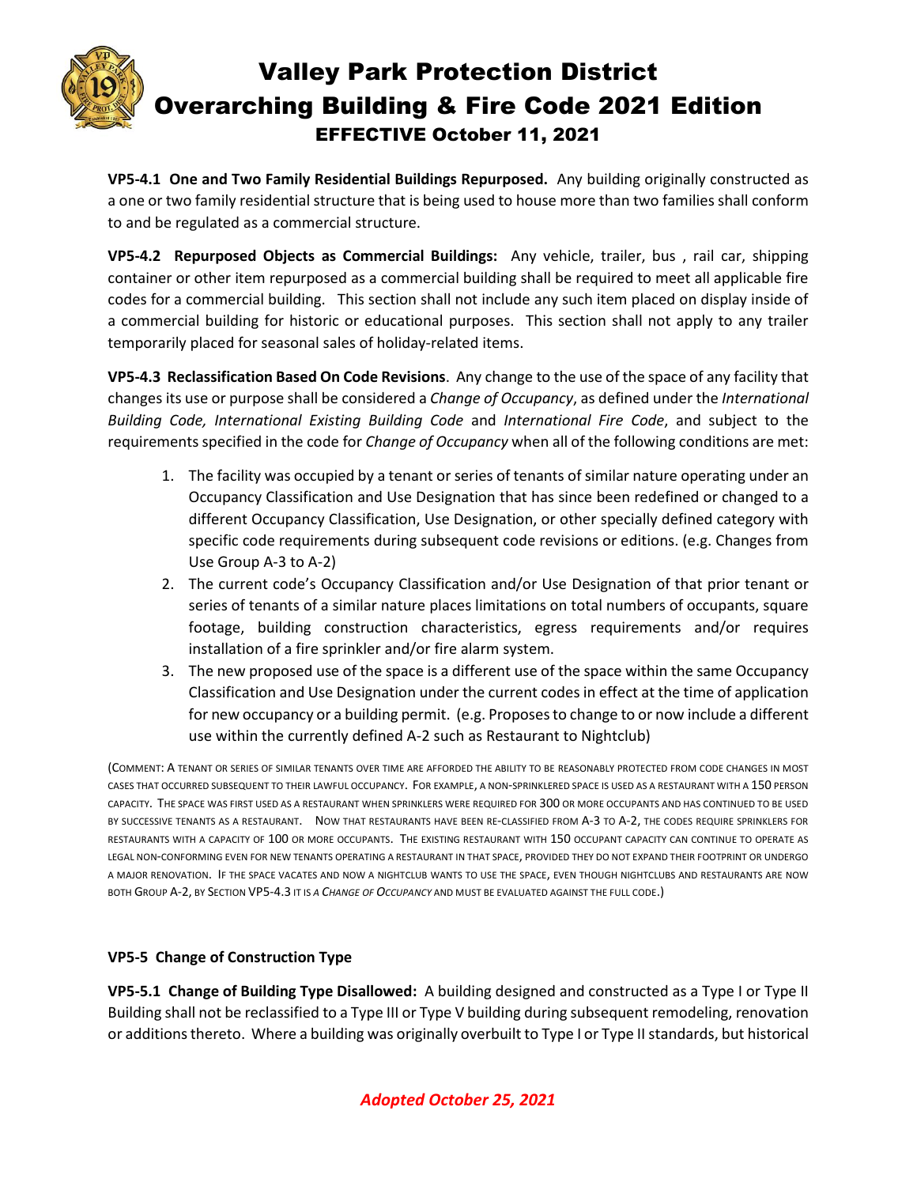**VP5-4.1 One and Two Family Residential Buildings Repurposed.** Any building originally constructed as a one or two family residential structure that is being used to house more than two families shall conform to and be regulated as a commercial structure.

**VP5-4.2 Repurposed Objects as Commercial Buildings:** Any vehicle, trailer, bus , rail car, shipping container or other item repurposed as a commercial building shall be required to meet all applicable fire codes for a commercial building. This section shall not include any such item placed on display inside of a commercial building for historic or educational purposes. This section shall not apply to any trailer temporarily placed for seasonal sales of holiday-related items.

**VP5-4.3 Reclassification Based On Code Revisions**. Any change to the use of the space of any facility that changes its use or purpose shall be considered a *Change of Occupancy*, as defined under the *International Building Code, International Existing Building Code* and *International Fire Code*, and subject to the requirements specified in the code for *Change of Occupancy* when all of the following conditions are met:

1. The facility was occupied by a tenant or series of tenants of similar nature operating under an Occupancy Classification and Use Designation that has since been redefined or changed to a different Occupancy Classification, Use Designation, or other specially defined category with specific code requirements during subsequent code revisions or editions. (e.g. Changes from Use Group A-3 to A-2)
2. The current code's Occupancy Classification and/or Use Designation of that prior tenant or series of tenants of a similar nature places limitations on total numbers of occupants, square footage, building construction characteristics, egress requirements and/or requires installation of a fire sprinkler and/or fire alarm system.
3. The new proposed use of the space is a different use of the space within the same Occupancy Classification and Use Designation under the current codes in effect at the time of application for new occupancy or a building permit. (e.g. Proposes to change to or now include a different use within the currently defined A-2 such as Restaurant to Nightclub)

(COMMENT: A TENANT OR SERIES OF SIMILAR TENANTS OVER TIME ARE AFFORDED THE ABILITY TO BE REASONABLY PROTECTED FROM CODE CHANGES IN MOST CASES THAT OCCURRED SUBSEQUENT TO THEIR LAWFUL OCCUPANCY. FOR EXAMPLE, A NON-SPRINKLERED SPACE IS USED AS A RESTAURANT WITH A 150 PERSON CAPACITY. THE SPACE WAS FIRST USED AS A RESTAURANT WHEN SPRINKLERS WERE REQUIRED FOR 300 OR MORE OCCUPANTS AND HAS CONTINUED TO BE USED BY SUCCESSIVE TENANTS AS A RESTAURANT. NOW THAT RESTAURANTS HAVE BEEN RE-CLASSIFIED FROM A-3 TO A-2, THE CODES REQUIRE SPRINKLERS FOR RESTAURANTS WITH A CAPACITY OF 100 OR MORE OCCUPANTS. THE EXISTING RESTAURANT WITH 150 OCCUPANT CAPACITY CAN CONTINUE TO OPERATE AS LEGAL NON-CONFORMING EVEN FOR NEW TENANTS OPERATING A RESTAURANT IN THAT SPACE, PROVIDED THEY DO NOT EXPAND THEIR FOOTPRINT OR UNDERGO A MAJOR RENOVATION. IF THE SPACE VACATES AND NOW A NIGHTCLUB WANTS TO USE THE SPACE, EVEN THOUGH NIGHTCLUBS AND RESTAURANTS ARE NOW BOTH GROUP A-2, BY SECTION VP5-4.3 IT IS *A CHANGE OF OCCUPANCY* AND MUST BE EVALUATED AGAINST THE FULL CODE.)

**VP5-5 Change of Construction Type**

**VP5-5.1 Change of Building Type Disallowed:** A building designed and constructed as a Type I or Type II Building shall not be reclassified to a Type III or Type V building during subsequent remodeling, renovation or additions thereto. Where a building was originally overbuilt to Type I or Type II standards, but historical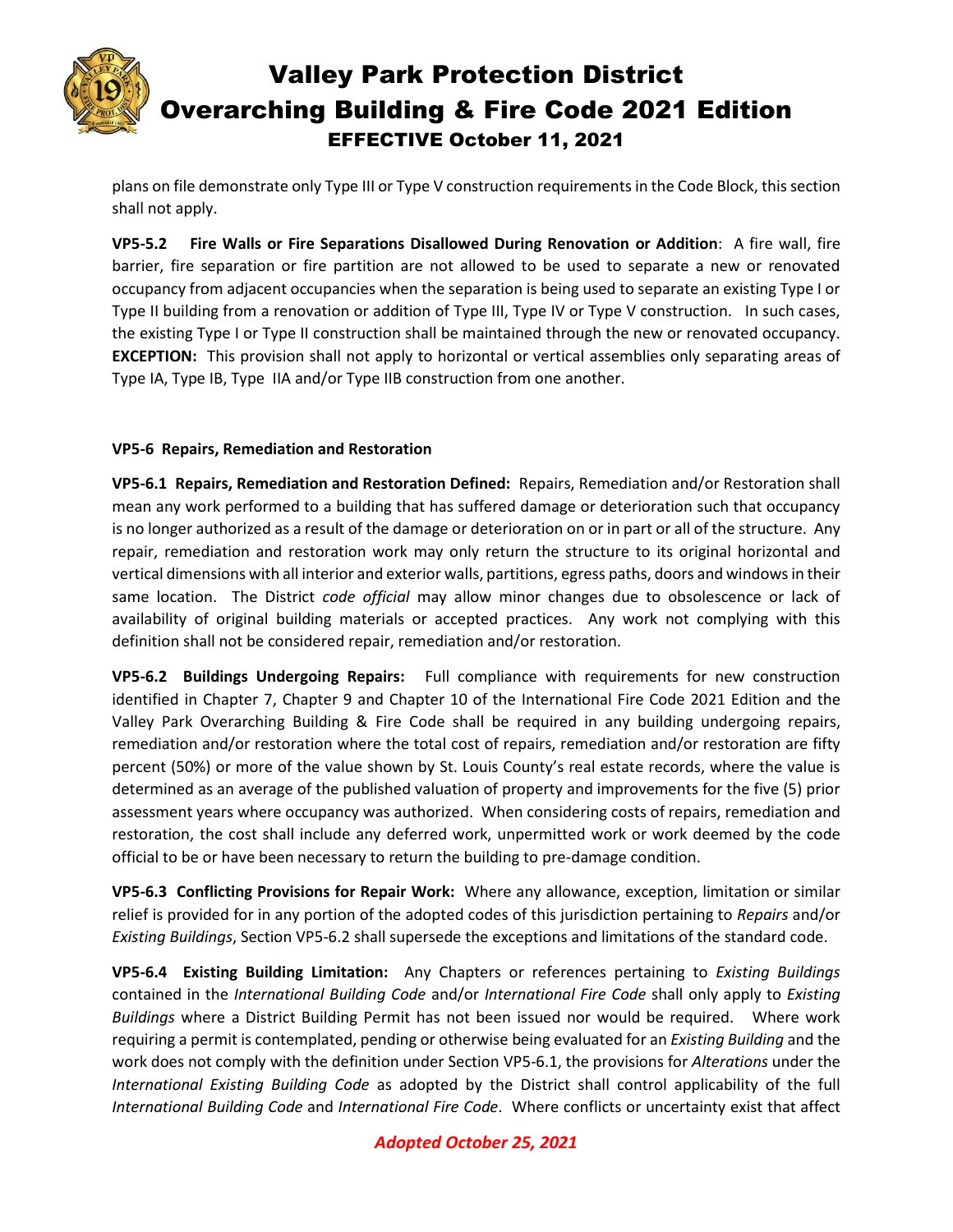plans on file demonstrate only Type III or Type V construction requirements in the Code Block, this section shall not apply.

**VP5-5.2 Fire Walls or Fire Separations Disallowed During Renovation or Addition**: A fire wall, fire barrier, fire separation or fire partition are not allowed to be used to separate a new or renovated occupancy from adjacent occupancies when the separation is being used to separate an existing Type I or Type II building from a renovation or addition of Type III, Type IV or Type V construction. In such cases, the existing Type I or Type II construction shall be maintained through the new or renovated occupancy. **EXCEPTION:** This provision shall not apply to horizontal or vertical assemblies only separating areas of Type IA, Type IB, Type IIA and/or Type IIB construction from one another.

**VP5-6 Repairs, Remediation and Restoration**

**VP5-6.1 Repairs, Remediation and Restoration Defined:** Repairs, Remediation and/or Restoration shall mean any work performed to a building that has suffered damage or deterioration such that occupancy is no longer authorized as a result of the damage or deterioration on or in part or all of the structure. Any repair, remediation and restoration work may only return the structure to its original horizontal and vertical dimensions with all interior and exterior walls, partitions, egress paths, doors and windows in their same location. The District *code official* may allow minor changes due to obsolescence or lack of availability of original building materials or accepted practices. Any work not complying with this definition shall not be considered repair, remediation and/or restoration.

**VP5-6.2 Buildings Undergoing Repairs:** Full compliance with requirements for new construction identified in Chapter 7, Chapter 9 and Chapter 10 of the International Fire Code 2021 Edition and the Valley Park Overarching Building & Fire Code shall be required in any building undergoing repairs, remediation and/or restoration where the total cost of repairs, remediation and/or restoration are fifty percent (50%) or more of the value shown by St. Louis County's real estate records, where the value is determined as an average of the published valuation of property and improvements for the five (5) prior assessment years where occupancy was authorized. When considering costs of repairs, remediation and restoration, the cost shall include any deferred work, unpermitted work or work deemed by the code official to be or have been necessary to return the building to pre-damage condition.

**VP5-6.3 Conflicting Provisions for Repair Work:** Where any allowance, exception, limitation or similar relief is provided for in any portion of the adopted codes of this jurisdiction pertaining to *Repairs* and/or *Existing Buildings*, Section VP5-6.2 shall supersede the exceptions and limitations of the standard code.

**VP5-6.4 Existing Building Limitation:** Any Chapters or references pertaining to *Existing Buildings* contained in the *International Building Code* and/or *International Fire Code* shall only apply to *Existing Buildings* where a District Building Permit has not been issued nor would be required. Where work requiring a permit is contemplated, pending or otherwise being evaluated for an *Existing Building* and the work does not comply with the definition under Section VP5-6.1, the provisions for *Alterations* under the *International Existing Building Code* as adopted by the District shall control applicability of the full *International Building Code* and *International Fire Code*. Where conflicts or uncertainty exist that affect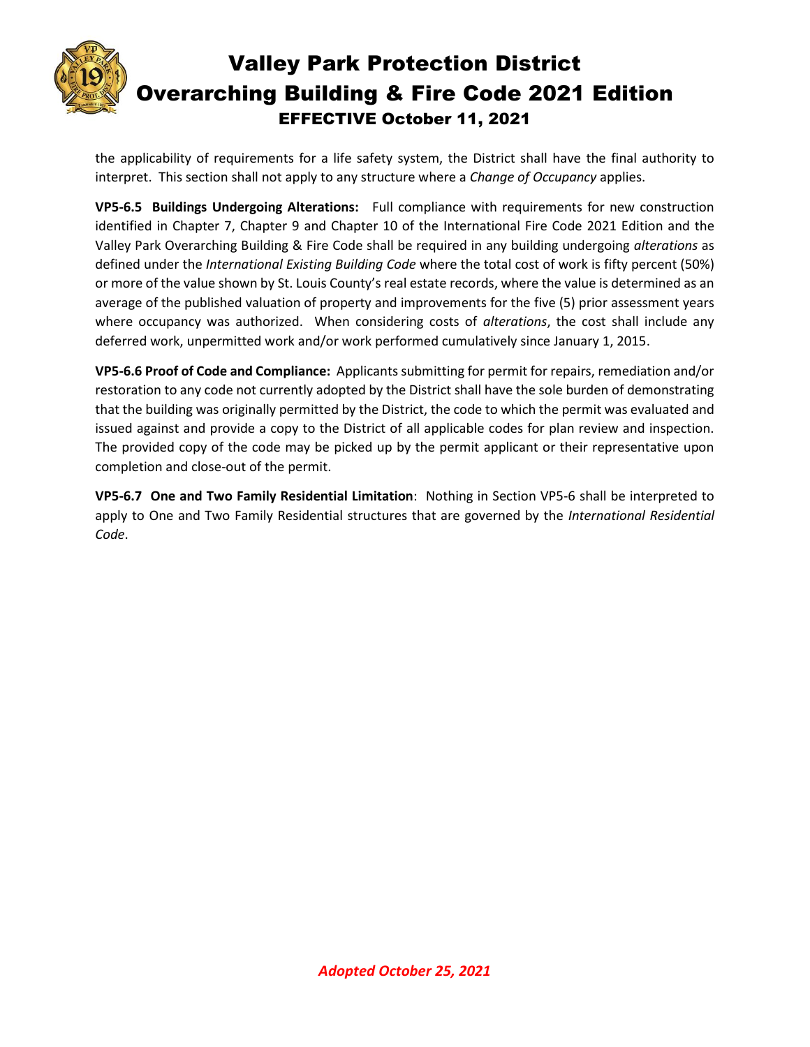the applicability of requirements for a life safety system, the District shall have the final authority to interpret. This section shall not apply to any structure where a *Change of Occupancy* applies.

**VP5-6.5 Buildings Undergoing Alterations:** Full compliance with requirements for new construction identified in Chapter 7, Chapter 9 and Chapter 10 of the International Fire Code 2021 Edition and the Valley Park Overarching Building & Fire Code shall be required in any building undergoing *alterations* as defined under the *International Existing Building Code* where the total cost of work is fifty percent (50%) or more of the value shown by St. Louis County's real estate records, where the value is determined as an average of the published valuation of property and improvements for the five (5) prior assessment years where occupancy was authorized. When considering costs of *alterations*, the cost shall include any deferred work, unpermitted work and/or work performed cumulatively since January 1, 2015.

**VP5-6.6 Proof of Code and Compliance:** Applicants submitting for permit for repairs, remediation and/or restoration to any code not currently adopted by the District shall have the sole burden of demonstrating that the building was originally permitted by the District, the code to which the permit was evaluated and issued against and provide a copy to the District of all applicable codes for plan review and inspection. The provided copy of the code may be picked up by the permit applicant or their representative upon completion and close-out of the permit.

**VP5-6.7 One and Two Family Residential Limitation**: Nothing in Section VP5-6 shall be interpreted to apply to One and Two Family Residential structures that are governed by the *International Residential Code*.